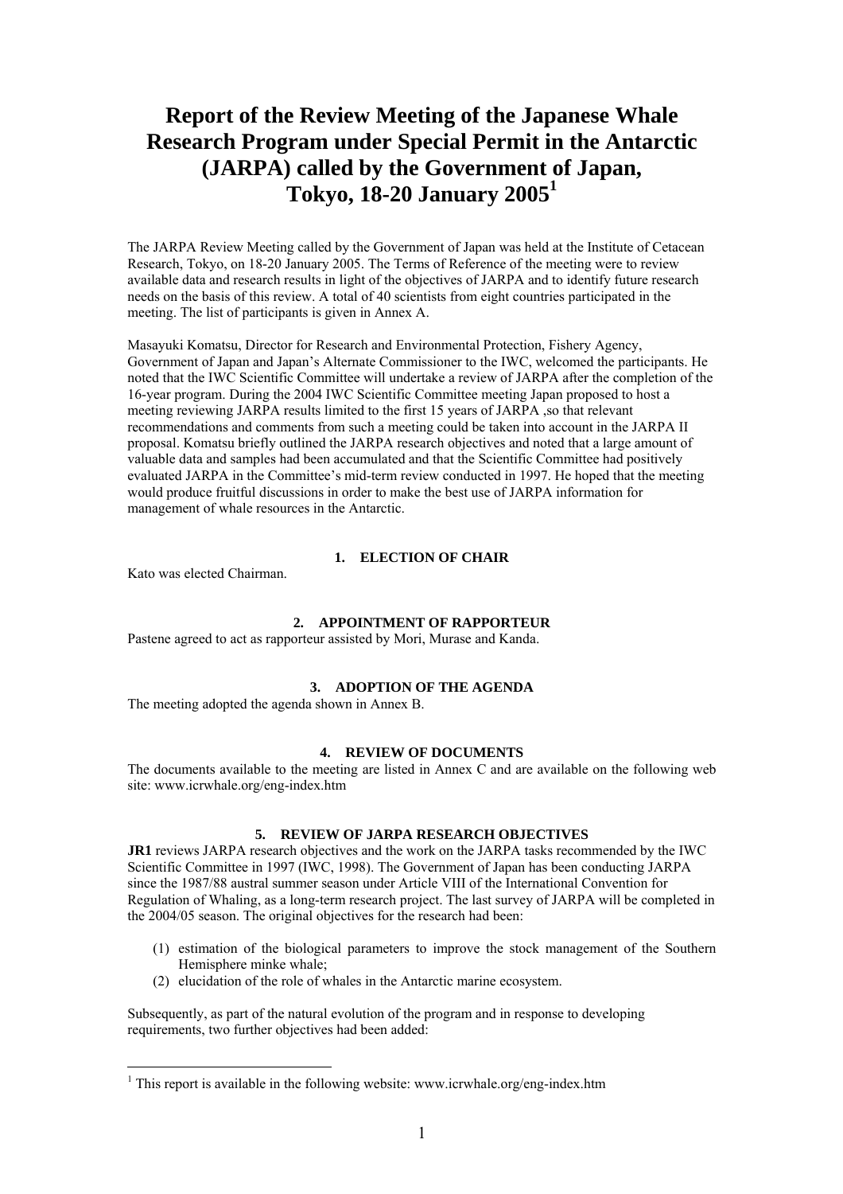# Report of the Review Meeting of the Japanese Whale Research Program under Special Permit in the Antarctic (JARPA) called by the Government of Japan, Tokyo, 18-20 January 2005[1]

The JARPA Review Meeting called by the Government of Japan was held at the Institute of Cetacean Research, Tokyo, on 18-20 January 2005. The Terms of Reference of the meeting were to review available data and research results in light of the objectives of JARPA and to identify future research needs on the basis of this review. A total of 40 scientists from eight countries participated in the meeting. The list of participants is given in Annex A.

Masayuki Komatsu, Director for Research and Environmental Protection, Fishery Agency, Government of Japan and Japan's Alternate Commissioner to the IWC, welcomed the participants. He noted that the IWC Scientific Committee will undertake a review of JARPA after the completion of the 16-year program. During the 2004 IWC Scientific Committee meeting Japan proposed to host a meeting reviewing JARPA results limited to the first 15 years of JARPA ,so that relevant recommendations and comments from such a meeting could be taken into account in the JARPA II proposal. Komatsu briefly outlined the JARPA research objectives and noted that a large amount of valuable data and samples had been accumulated and that the Scientific Committee had positively evaluated JARPA in the Committee's mid-term review conducted in 1997. He hoped that the meeting would produce fruitful discussions in order to make the best use of JARPA information for management of whale resources in the Antarctic.

## 1. ELECTION OF CHAIR

Kato was elected Chairman.

## 2. APPOINTMENT OF RAPPORTEUR

Pastene agreed to act as rapporteur assisted by Mori, Murase and Kanda.

## 3. ADOPTION OF THE AGENDA

The meeting adopted the agenda shown in Annex B.

## 4. REVIEW OF DOCUMENTS

The documents available to the meeting are listed in Annex C and are available on the following web site: www.icrwhale.org/eng-index.htm

## 5. REVIEW OF JARPA RESEARCH OBJECTIVES

**JR1** reviews JARPA research objectives and the work on the JARPA tasks recommended by the IWC Scientific Committee in 1997 (IWC, 1998). The Government of Japan has been conducting JARPA since the 1987/88 austral summer season under Article VIII of the International Convention for Regulation of Whaling, as a long-term research project. The last survey of JARPA will be completed in the 2004/05 season. The original objectives for the research had been:

(1) estimation of the biological parameters to improve the stock management of the Southern Hemisphere minke whale;
(2) elucidation of the role of whales in the Antarctic marine ecosystem.

Subsequently, as part of the natural evolution of the program and in response to developing requirements, two further objectives had been added:

[1] This report is available in the following website: www.icrwhale.org/eng-index.htm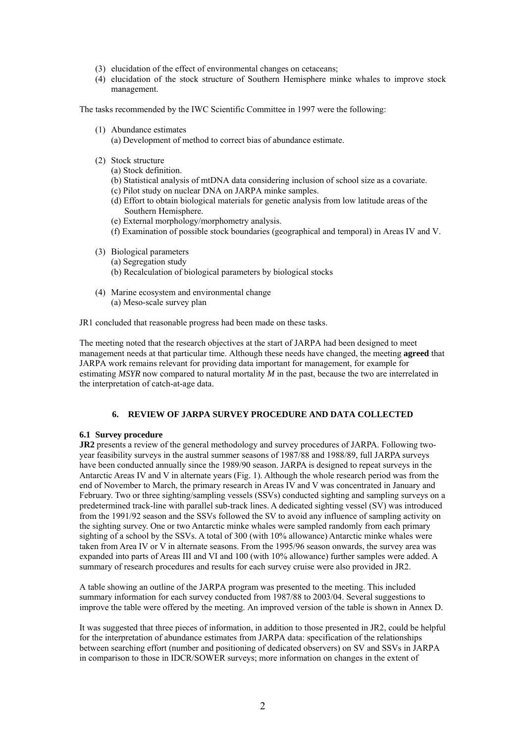(3) elucidation of the effect of environmental changes on cetaceans;
(4) elucidation of the stock structure of Southern Hemisphere minke whales to improve stock management.

The tasks recommended by the IWC Scientific Committee in 1997 were the following:

(1) Abundance estimates
    (a) Development of method to correct bias of abundance estimate.

(2) Stock structure
    (a) Stock definition.
    (b) Statistical analysis of mtDNA data considering inclusion of school size as a covariate.
    (c) Pilot study on nuclear DNA on JARPA minke samples.
    (d) Effort to obtain biological materials for genetic analysis from low latitude areas of the Southern Hemisphere.
    (e) External morphology/morphometry analysis.
    (f) Examination of possible stock boundaries (geographical and temporal) in Areas IV and V.

(3) Biological parameters
    (a) Segregation study
    (b) Recalculation of biological parameters by biological stocks

(4) Marine ecosystem and environmental change
    (a) Meso-scale survey plan

JR1 concluded that reasonable progress had been made on these tasks.

The meeting noted that the research objectives at the start of JARPA had been designed to meet management needs at that particular time. Although these needs have changed, the meeting **agreed** that JARPA work remains relevant for providing data important for management, for example for estimating *MSYR* now compared to natural mortality *M* in the past, because the two are interrelated in the interpretation of catch-at-age data.

## 6. REVIEW OF JARPA SURVEY PROCEDURE AND DATA COLLECTED

### 6.1 Survey procedure

**JR2** presents a review of the general methodology and survey procedures of JARPA. Following two-year feasibility surveys in the austral summer seasons of 1987/88 and 1988/89, full JARPA surveys have been conducted annually since the 1989/90 season. JARPA is designed to repeat surveys in the Antarctic Areas IV and V in alternate years (Fig. 1). Although the whole research period was from the end of November to March, the primary research in Areas IV and V was concentrated in January and February. Two or three sighting/sampling vessels (SSVs) conducted sighting and sampling surveys on a predetermined track-line with parallel sub-track lines. A dedicated sighting vessel (SV) was introduced from the 1991/92 season and the SSVs followed the SV to avoid any influence of sampling activity on the sighting survey. One or two Antarctic minke whales were sampled randomly from each primary sighting of a school by the SSVs. A total of 300 (with 10% allowance) Antarctic minke whales were taken from Area IV or V in alternate seasons. From the 1995/96 season onwards, the survey area was expanded into parts of Areas III and VI and 100 (with 10% allowance) further samples were added. A summary of research procedures and results for each survey cruise were also provided in JR2.

A table showing an outline of the JARPA program was presented to the meeting. This included summary information for each survey conducted from 1987/88 to 2003/04. Several suggestions to improve the table were offered by the meeting. An improved version of the table is shown in Annex D.

It was suggested that three pieces of information, in addition to those presented in JR2, could be helpful for the interpretation of abundance estimates from JARPA data: specification of the relationships between searching effort (number and positioning of dedicated observers) on SV and SSVs in JARPA in comparison to those in IDCR/SOWER surveys; more information on changes in the extent of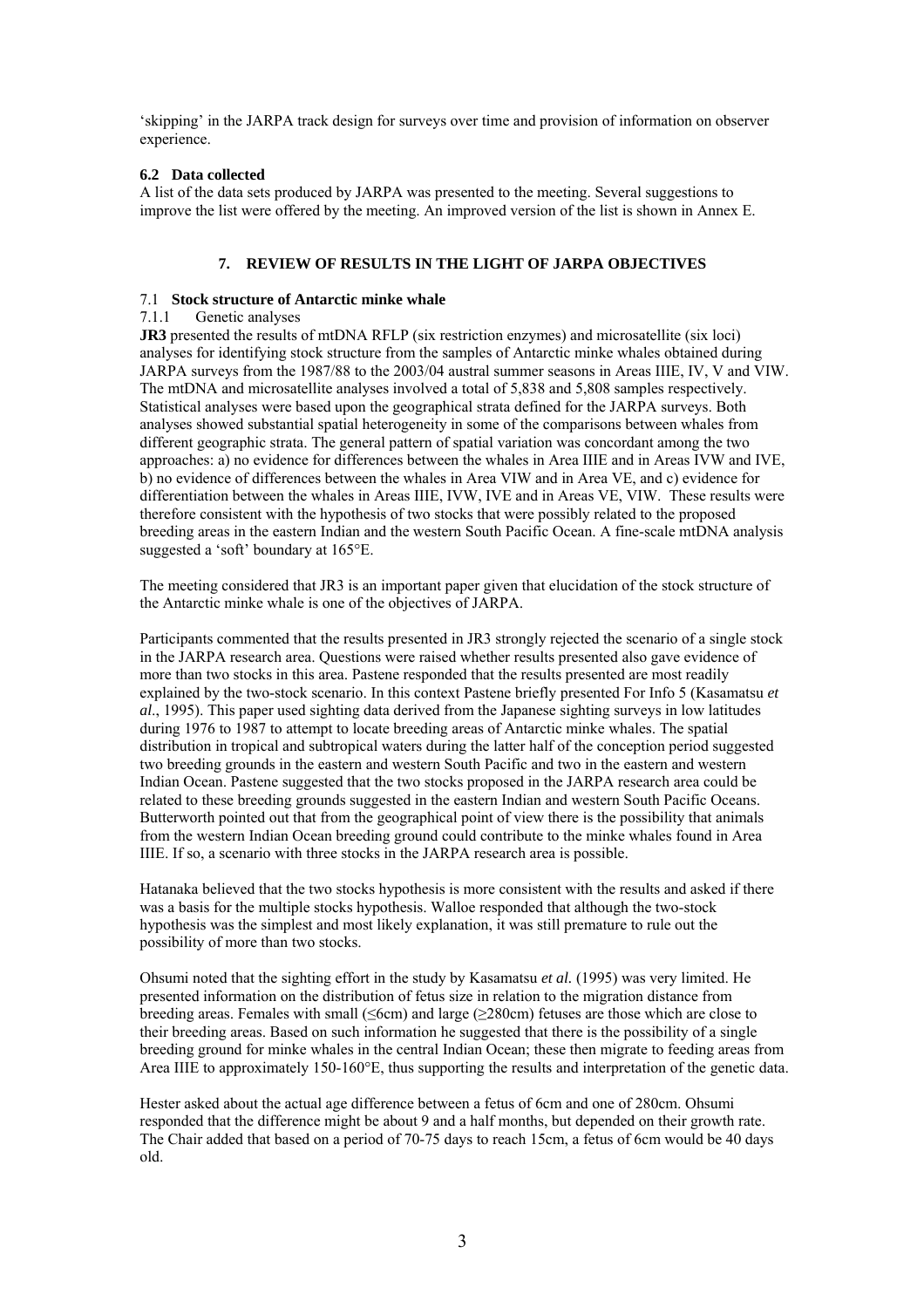'skipping' in the JARPA track design for surveys over time and provision of information on observer experience.

### 6.2 Data collected

A list of the data sets produced by JARPA was presented to the meeting. Several suggestions to improve the list were offered by the meeting. An improved version of the list is shown in Annex E.

## 7. REVIEW OF RESULTS IN THE LIGHT OF JARPA OBJECTIVES

### 7.1 Stock structure of Antarctic minke whale

#### 7.1.1 Genetic analyses

**JR3** presented the results of mtDNA RFLP (six restriction enzymes) and microsatellite (six loci) analyses for identifying stock structure from the samples of Antarctic minke whales obtained during JARPA surveys from the 1987/88 to the 2003/04 austral summer seasons in Areas IIIE, IV, V and VIW. The mtDNA and microsatellite analyses involved a total of 5,838 and 5,808 samples respectively. Statistical analyses were based upon the geographical strata defined for the JARPA surveys. Both analyses showed substantial spatial heterogeneity in some of the comparisons between whales from different geographic strata. The general pattern of spatial variation was concordant among the two approaches: a) no evidence for differences between the whales in Area IIIE and in Areas IVW and IVE, b) no evidence of differences between the whales in Area VIW and in Area VE, and c) evidence for differentiation between the whales in Areas IIIE, IVW, IVE and in Areas VE, VIW. These results were therefore consistent with the hypothesis of two stocks that were possibly related to the proposed breeding areas in the eastern Indian and the western South Pacific Ocean. A fine-scale mtDNA analysis suggested a 'soft' boundary at 165°E.

The meeting considered that JR3 is an important paper given that elucidation of the stock structure of the Antarctic minke whale is one of the objectives of JARPA.

Participants commented that the results presented in JR3 strongly rejected the scenario of a single stock in the JARPA research area. Questions were raised whether results presented also gave evidence of more than two stocks in this area. Pastene responded that the results presented are most readily explained by the two-stock scenario. In this context Pastene briefly presented For Info 5 (Kasamatsu *et al*., 1995). This paper used sighting data derived from the Japanese sighting surveys in low latitudes during 1976 to 1987 to attempt to locate breeding areas of Antarctic minke whales. The spatial distribution in tropical and subtropical waters during the latter half of the conception period suggested two breeding grounds in the eastern and western South Pacific and two in the eastern and western Indian Ocean. Pastene suggested that the two stocks proposed in the JARPA research area could be related to these breeding grounds suggested in the eastern Indian and western South Pacific Oceans. Butterworth pointed out that from the geographical point of view there is the possibility that animals from the western Indian Ocean breeding ground could contribute to the minke whales found in Area IIIE. If so, a scenario with three stocks in the JARPA research area is possible.

Hatanaka believed that the two stocks hypothesis is more consistent with the results and asked if there was a basis for the multiple stocks hypothesis. Walloe responded that although the two-stock hypothesis was the simplest and most likely explanation, it was still premature to rule out the possibility of more than two stocks.

Ohsumi noted that the sighting effort in the study by Kasamatsu *et al.* (1995) was very limited. He presented information on the distribution of fetus size in relation to the migration distance from breeding areas. Females with small (≤6cm) and large (≥280cm) fetuses are those which are close to their breeding areas. Based on such information he suggested that there is the possibility of a single breeding ground for minke whales in the central Indian Ocean; these then migrate to feeding areas from Area IIIE to approximately 150-160°E, thus supporting the results and interpretation of the genetic data.

Hester asked about the actual age difference between a fetus of 6cm and one of 280cm. Ohsumi responded that the difference might be about 9 and a half months, but depended on their growth rate. The Chair added that based on a period of 70-75 days to reach 15cm, a fetus of 6cm would be 40 days old.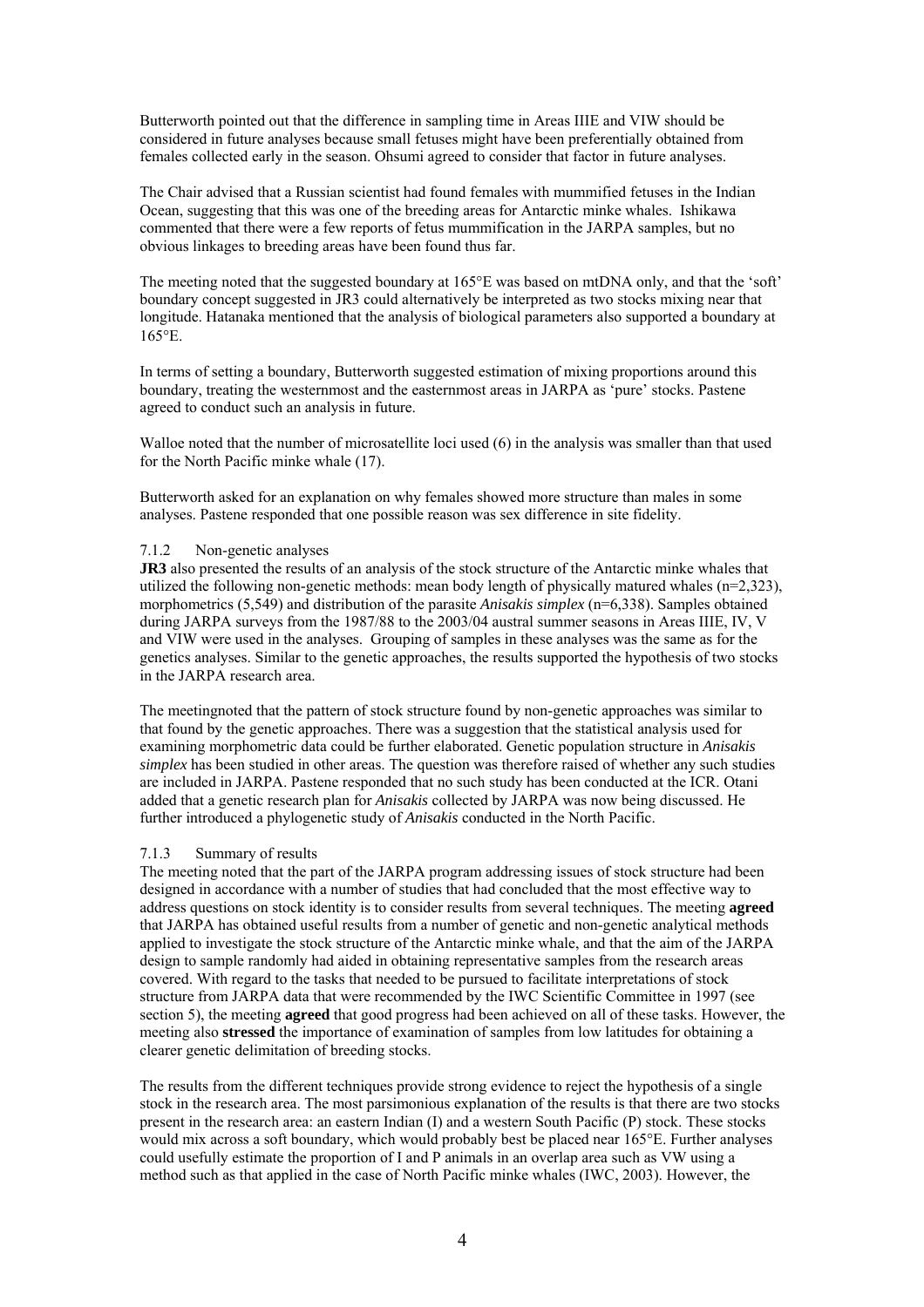Butterworth pointed out that the difference in sampling time in Areas IIIE and VIW should be considered in future analyses because small fetuses might have been preferentially obtained from females collected early in the season. Ohsumi agreed to consider that factor in future analyses.

The Chair advised that a Russian scientist had found females with mummified fetuses in the Indian Ocean, suggesting that this was one of the breeding areas for Antarctic minke whales. Ishikawa commented that there were a few reports of fetus mummification in the JARPA samples, but no obvious linkages to breeding areas have been found thus far.

The meeting noted that the suggested boundary at 165°E was based on mtDNA only, and that the 'soft' boundary concept suggested in JR3 could alternatively be interpreted as two stocks mixing near that longitude. Hatanaka mentioned that the analysis of biological parameters also supported a boundary at 165°E.

In terms of setting a boundary, Butterworth suggested estimation of mixing proportions around this boundary, treating the westernmost and the easternmost areas in JARPA as 'pure' stocks. Pastene agreed to conduct such an analysis in future.

Walloe noted that the number of microsatellite loci used (6) in the analysis was smaller than that used for the North Pacific minke whale (17).

Butterworth asked for an explanation on why females showed more structure than males in some analyses. Pastene responded that one possible reason was sex difference in site fidelity.

### 7.1.2 Non-genetic analyses

**JR3** also presented the results of an analysis of the stock structure of the Antarctic minke whales that utilized the following non-genetic methods: mean body length of physically matured whales (n=2,323), morphometrics (5,549) and distribution of the parasite *Anisakis simplex* (n=6,338). Samples obtained during JARPA surveys from the 1987/88 to the 2003/04 austral summer seasons in Areas IIIE, IV, V and VIW were used in the analyses. Grouping of samples in these analyses was the same as for the genetics analyses. Similar to the genetic approaches, the results supported the hypothesis of two stocks in the JARPA research area.

The meetingnoted that the pattern of stock structure found by non-genetic approaches was similar to that found by the genetic approaches. There was a suggestion that the statistical analysis used for examining morphometric data could be further elaborated. Genetic population structure in *Anisakis simplex* has been studied in other areas. The question was therefore raised of whether any such studies are included in JARPA. Pastene responded that no such study has been conducted at the ICR. Otani added that a genetic research plan for *Anisakis* collected by JARPA was now being discussed. He further introduced a phylogenetic study of *Anisakis* conducted in the North Pacific.

### 7.1.3 Summary of results

The meeting noted that the part of the JARPA program addressing issues of stock structure had been designed in accordance with a number of studies that had concluded that the most effective way to address questions on stock identity is to consider results from several techniques. The meeting **agreed** that JARPA has obtained useful results from a number of genetic and non-genetic analytical methods applied to investigate the stock structure of the Antarctic minke whale, and that the aim of the JARPA design to sample randomly had aided in obtaining representative samples from the research areas covered. With regard to the tasks that needed to be pursued to facilitate interpretations of stock structure from JARPA data that were recommended by the IWC Scientific Committee in 1997 (see section 5), the meeting **agreed** that good progress had been achieved on all of these tasks. However, the meeting also **stressed** the importance of examination of samples from low latitudes for obtaining a clearer genetic delimitation of breeding stocks.

The results from the different techniques provide strong evidence to reject the hypothesis of a single stock in the research area. The most parsimonious explanation of the results is that there are two stocks present in the research area: an eastern Indian (I) and a western South Pacific (P) stock. These stocks would mix across a soft boundary, which would probably best be placed near 165°E. Further analyses could usefully estimate the proportion of I and P animals in an overlap area such as VW using a method such as that applied in the case of North Pacific minke whales (IWC, 2003). However, the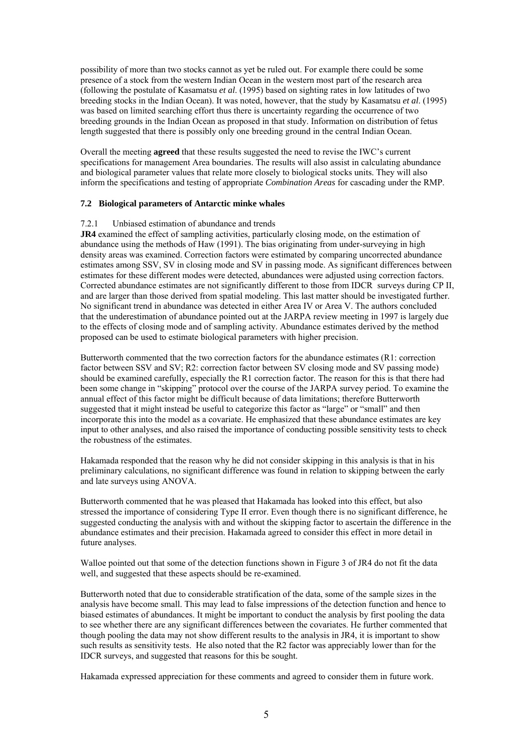possibility of more than two stocks cannot as yet be ruled out. For example there could be some presence of a stock from the western Indian Ocean in the western most part of the research area (following the postulate of Kasamatsu *et al*. (1995) based on sighting rates in low latitudes of two breeding stocks in the Indian Ocean). It was noted, however, that the study by Kasamatsu *et al*. (1995) was based on limited searching effort thus there is uncertainty regarding the occurrence of two breeding grounds in the Indian Ocean as proposed in that study. Information on distribution of fetus length suggested that there is possibly only one breeding ground in the central Indian Ocean.

Overall the meeting **agreed** that these results suggested the need to revise the IWC's current specifications for management Area boundaries. The results will also assist in calculating abundance and biological parameter values that relate more closely to biological stocks units. They will also inform the specifications and testing of appropriate *Combination Areas* for cascading under the RMP.

### 7.2 Biological parameters of Antarctic minke whales

#### 7.2.1 Unbiased estimation of abundance and trends

**JR4** examined the effect of sampling activities, particularly closing mode, on the estimation of abundance using the methods of Haw (1991). The bias originating from under-surveying in high density areas was examined. Correction factors were estimated by comparing uncorrected abundance estimates among SSV, SV in closing mode and SV in passing mode. As significant differences between estimates for these different modes were detected, abundances were adjusted using correction factors. Corrected abundance estimates are not significantly different to those from IDCR surveys during CP II, and are larger than those derived from spatial modeling. This last matter should be investigated further. No significant trend in abundance was detected in either Area IV or Area V. The authors concluded that the underestimation of abundance pointed out at the JARPA review meeting in 1997 is largely due to the effects of closing mode and of sampling activity. Abundance estimates derived by the method proposed can be used to estimate biological parameters with higher precision.

Butterworth commented that the two correction factors for the abundance estimates (R1: correction factor between SSV and SV; R2: correction factor between SV closing mode and SV passing mode) should be examined carefully, especially the R1 correction factor. The reason for this is that there had been some change in "skipping" protocol over the course of the JARPA survey period. To examine the annual effect of this factor might be difficult because of data limitations; therefore Butterworth suggested that it might instead be useful to categorize this factor as "large" or "small" and then incorporate this into the model as a covariate. He emphasized that these abundance estimates are key input to other analyses, and also raised the importance of conducting possible sensitivity tests to check the robustness of the estimates.

Hakamada responded that the reason why he did not consider skipping in this analysis is that in his preliminary calculations, no significant difference was found in relation to skipping between the early and late surveys using ANOVA.

Butterworth commented that he was pleased that Hakamada has looked into this effect, but also stressed the importance of considering Type II error. Even though there is no significant difference, he suggested conducting the analysis with and without the skipping factor to ascertain the difference in the abundance estimates and their precision. Hakamada agreed to consider this effect in more detail in future analyses.

Walloe pointed out that some of the detection functions shown in Figure 3 of JR4 do not fit the data well, and suggested that these aspects should be re-examined.

Butterworth noted that due to considerable stratification of the data, some of the sample sizes in the analysis have become small. This may lead to false impressions of the detection function and hence to biased estimates of abundances. It might be important to conduct the analysis by first pooling the data to see whether there are any significant differences between the covariates. He further commented that though pooling the data may not show different results to the analysis in JR4, it is important to show such results as sensitivity tests. He also noted that the R2 factor was appreciably lower than for the IDCR surveys, and suggested that reasons for this be sought.

Hakamada expressed appreciation for these comments and agreed to consider them in future work.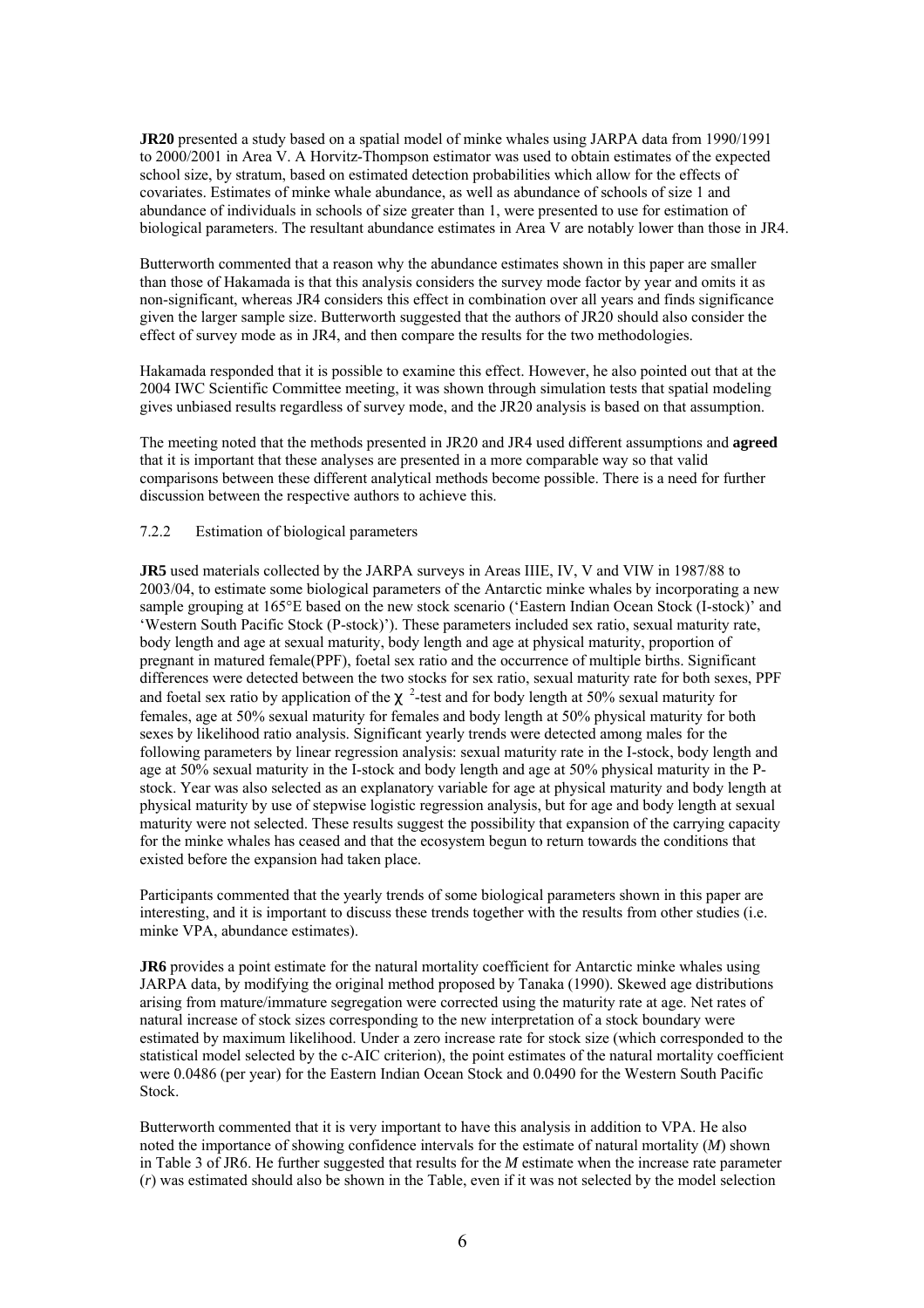**JR20** presented a study based on a spatial model of minke whales using JARPA data from 1990/1991 to 2000/2001 in Area V. A Horvitz-Thompson estimator was used to obtain estimates of the expected school size, by stratum, based on estimated detection probabilities which allow for the effects of covariates. Estimates of minke whale abundance, as well as abundance of schools of size 1 and abundance of individuals in schools of size greater than 1, were presented to use for estimation of biological parameters. The resultant abundance estimates in Area V are notably lower than those in JR4.

Butterworth commented that a reason why the abundance estimates shown in this paper are smaller than those of Hakamada is that this analysis considers the survey mode factor by year and omits it as non-significant, whereas JR4 considers this effect in combination over all years and finds significance given the larger sample size. Butterworth suggested that the authors of JR20 should also consider the effect of survey mode as in JR4, and then compare the results for the two methodologies.

Hakamada responded that it is possible to examine this effect. However, he also pointed out that at the 2004 IWC Scientific Committee meeting, it was shown through simulation tests that spatial modeling gives unbiased results regardless of survey mode, and the JR20 analysis is based on that assumption.

The meeting noted that the methods presented in JR20 and JR4 used different assumptions and **agreed** that it is important that these analyses are presented in a more comparable way so that valid comparisons between these different analytical methods become possible. There is a need for further discussion between the respective authors to achieve this.

### 7.2.2 Estimation of biological parameters

**JR5** used materials collected by the JARPA surveys in Areas IIIE, IV, V and VIW in 1987/88 to 2003/04, to estimate some biological parameters of the Antarctic minke whales by incorporating a new sample grouping at 165°E based on the new stock scenario ('Eastern Indian Ocean Stock (I-stock)' and 'Western South Pacific Stock (P-stock)'). These parameters included sex ratio, sexual maturity rate, body length and age at sexual maturity, body length and age at physical maturity, proportion of pregnant in matured female(PPF), foetal sex ratio and the occurrence of multiple births. Significant differences were detected between the two stocks for sex ratio, sexual maturity rate for both sexes, PPF and foetal sex ratio by application of the $\chi^2$-test and for body length at 50% sexual maturity for females, age at 50% sexual maturity for females and body length at 50% physical maturity for both sexes by likelihood ratio analysis. Significant yearly trends were detected among males for the following parameters by linear regression analysis: sexual maturity rate in the I-stock, body length and age at 50% sexual maturity in the I-stock and body length and age at 50% physical maturity in the P-stock. Year was also selected as an explanatory variable for age at physical maturity and body length at physical maturity by use of stepwise logistic regression analysis, but for age and body length at sexual maturity were not selected. These results suggest the possibility that expansion of the carrying capacity for the minke whales has ceased and that the ecosystem begun to return towards the conditions that existed before the expansion had taken place.

Participants commented that the yearly trends of some biological parameters shown in this paper are interesting, and it is important to discuss these trends together with the results from other studies (i.e. minke VPA, abundance estimates).

**JR6** provides a point estimate for the natural mortality coefficient for Antarctic minke whales using JARPA data, by modifying the original method proposed by Tanaka (1990). Skewed age distributions arising from mature/immature segregation were corrected using the maturity rate at age. Net rates of natural increase of stock sizes corresponding to the new interpretation of a stock boundary were estimated by maximum likelihood. Under a zero increase rate for stock size (which corresponded to the statistical model selected by the c-AIC criterion), the point estimates of the natural mortality coefficient were 0.0486 (per year) for the Eastern Indian Ocean Stock and 0.0490 for the Western South Pacific Stock.

Butterworth commented that it is very important to have this analysis in addition to VPA. He also noted the importance of showing confidence intervals for the estimate of natural mortality ($M$) shown in Table 3 of JR6. He further suggested that results for the $M$ estimate when the increase rate parameter ($r$) was estimated should also be shown in the Table, even if it was not selected by the model selection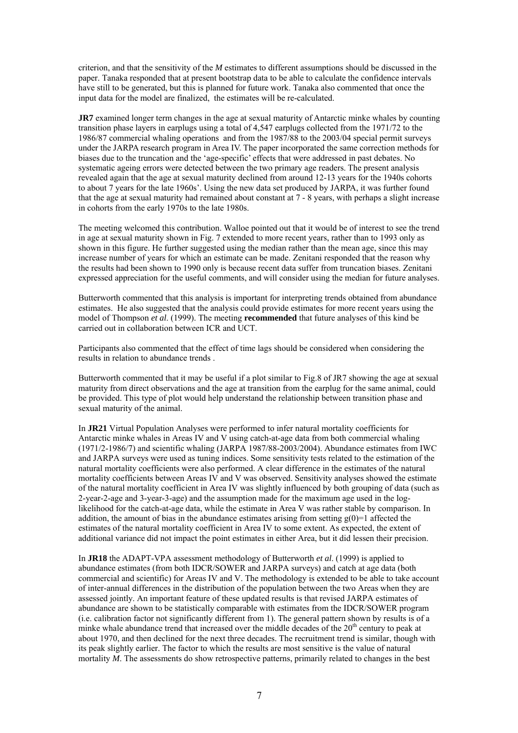criterion, and that the sensitivity of the *M* estimates to different assumptions should be discussed in the paper. Tanaka responded that at present bootstrap data to be able to calculate the confidence intervals have still to be generated, but this is planned for future work. Tanaka also commented that once the input data for the model are finalized, the estimates will be re-calculated.

**JR7** examined longer term changes in the age at sexual maturity of Antarctic minke whales by counting transition phase layers in earplugs using a total of 4,547 earplugs collected from the 1971/72 to the 1986/87 commercial whaling operations and from the 1987/88 to the 2003/04 special permit surveys under the JARPA research program in Area IV. The paper incorporated the same correction methods for biases due to the truncation and the 'age-specific' effects that were addressed in past debates. No systematic ageing errors were detected between the two primary age readers. The present analysis revealed again that the age at sexual maturity declined from around 12-13 years for the 1940s cohorts to about 7 years for the late 1960s'. Using the new data set produced by JARPA, it was further found that the age at sexual maturity had remained about constant at 7 - 8 years, with perhaps a slight increase in cohorts from the early 1970s to the late 1980s.

The meeting welcomed this contribution. Walloe pointed out that it would be of interest to see the trend in age at sexual maturity shown in Fig. 7 extended to more recent years, rather than to 1993 only as shown in this figure. He further suggested using the median rather than the mean age, since this may increase number of years for which an estimate can be made. Zenitani responded that the reason why the results had been shown to 1990 only is because recent data suffer from truncation biases. Zenitani expressed appreciation for the useful comments, and will consider using the median for future analyses.

Butterworth commented that this analysis is important for interpreting trends obtained from abundance estimates. He also suggested that the analysis could provide estimates for more recent years using the model of Thompson *et al*. (1999). The meeting **recommended** that future analyses of this kind be carried out in collaboration between ICR and UCT.

Participants also commented that the effect of time lags should be considered when considering the results in relation to abundance trends .

Butterworth commented that it may be useful if a plot similar to Fig.8 of JR7 showing the age at sexual maturity from direct observations and the age at transition from the earplug for the same animal, could be provided. This type of plot would help understand the relationship between transition phase and sexual maturity of the animal.

In **JR21** Virtual Population Analyses were performed to infer natural mortality coefficients for Antarctic minke whales in Areas IV and V using catch-at-age data from both commercial whaling (1971/2-1986/7) and scientific whaling (JARPA 1987/88-2003/2004). Abundance estimates from IWC and JARPA surveys were used as tuning indices. Some sensitivity tests related to the estimation of the natural mortality coefficients were also performed. A clear difference in the estimates of the natural mortality coefficients between Areas IV and V was observed. Sensitivity analyses showed the estimate of the natural mortality coefficient in Area IV was slightly influenced by both grouping of data (such as 2-year-2-age and 3-year-3-age) and the assumption made for the maximum age used in the log-likelihood for the catch-at-age data, while the estimate in Area V was rather stable by comparison. In addition, the amount of bias in the abundance estimates arising from setting $g(0)=1$ affected the estimates of the natural mortality coefficient in Area IV to some extent. As expected, the extent of additional variance did not impact the point estimates in either Area, but it did lessen their precision.

In **JR18** the ADAPT-VPA assessment methodology of Butterworth *et al*. (1999) is applied to abundance estimates (from both IDCR/SOWER and JARPA surveys) and catch at age data (both commercial and scientific) for Areas IV and V. The methodology is extended to be able to take account of inter-annual differences in the distribution of the population between the two Areas when they are assessed jointly. An important feature of these updated results is that revised JARPA estimates of abundance are shown to be statistically comparable with estimates from the IDCR/SOWER program (i.e. calibration factor not significantly different from 1). The general pattern shown by results is of a minke whale abundance trend that increased over the middle decades of the 20th century to peak at about 1970, and then declined for the next three decades. The recruitment trend is similar, though with its peak slightly earlier. The factor to which the results are most sensitive is the value of natural mortality *M*. The assessments do show retrospective patterns, primarily related to changes in the best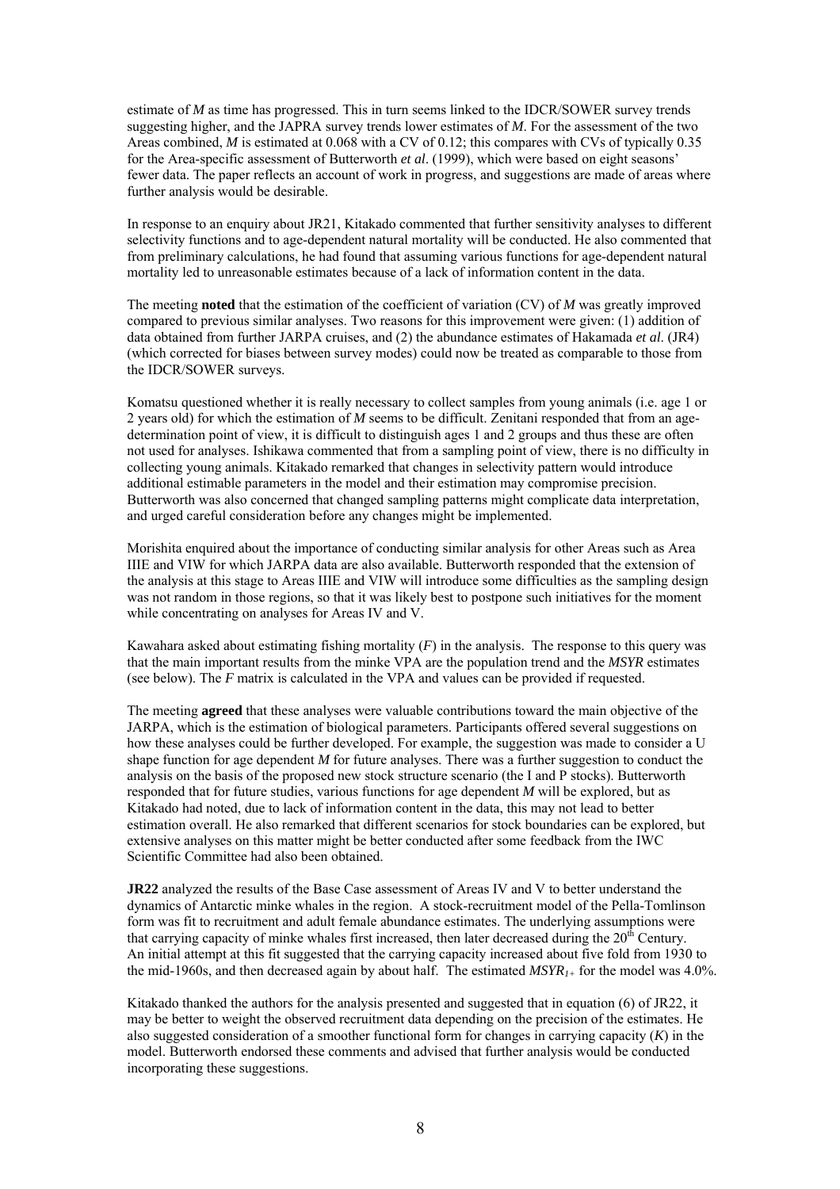estimate of *M* as time has progressed. This in turn seems linked to the IDCR/SOWER survey trends suggesting higher, and the JAPRA survey trends lower estimates of *M*. For the assessment of the two Areas combined, *M* is estimated at 0.068 with a CV of 0.12; this compares with CVs of typically 0.35 for the Area-specific assessment of Butterworth *et al*. (1999), which were based on eight seasons' fewer data. The paper reflects an account of work in progress, and suggestions are made of areas where further analysis would be desirable.

In response to an enquiry about JR21, Kitakado commented that further sensitivity analyses to different selectivity functions and to age-dependent natural mortality will be conducted. He also commented that from preliminary calculations, he had found that assuming various functions for age-dependent natural mortality led to unreasonable estimates because of a lack of information content in the data.

The meeting **noted** that the estimation of the coefficient of variation (CV) of *M* was greatly improved compared to previous similar analyses. Two reasons for this improvement were given: (1) addition of data obtained from further JARPA cruises, and (2) the abundance estimates of Hakamada *et al*. (JR4) (which corrected for biases between survey modes) could now be treated as comparable to those from the IDCR/SOWER surveys.

Komatsu questioned whether it is really necessary to collect samples from young animals (i.e. age 1 or 2 years old) for which the estimation of *M* seems to be difficult. Zenitani responded that from an age-determination point of view, it is difficult to distinguish ages 1 and 2 groups and thus these are often not used for analyses. Ishikawa commented that from a sampling point of view, there is no difficulty in collecting young animals. Kitakado remarked that changes in selectivity pattern would introduce additional estimable parameters in the model and their estimation may compromise precision. Butterworth was also concerned that changed sampling patterns might complicate data interpretation, and urged careful consideration before any changes might be implemented.

Morishita enquired about the importance of conducting similar analysis for other Areas such as Area IIIE and VIW for which JARPA data are also available. Butterworth responded that the extension of the analysis at this stage to Areas IIIE and VIW will introduce some difficulties as the sampling design was not random in those regions, so that it was likely best to postpone such initiatives for the moment while concentrating on analyses for Areas IV and V.

Kawahara asked about estimating fishing mortality (*F*) in the analysis. The response to this query was that the main important results from the minke VPA are the population trend and the *MSYR* estimates (see below). The *F* matrix is calculated in the VPA and values can be provided if requested.

The meeting **agreed** that these analyses were valuable contributions toward the main objective of the JARPA, which is the estimation of biological parameters. Participants offered several suggestions on how these analyses could be further developed. For example, the suggestion was made to consider a U shape function for age dependent *M* for future analyses. There was a further suggestion to conduct the analysis on the basis of the proposed new stock structure scenario (the I and P stocks). Butterworth responded that for future studies, various functions for age dependent *M* will be explored, but as Kitakado had noted, due to lack of information content in the data, this may not lead to better estimation overall. He also remarked that different scenarios for stock boundaries can be explored, but extensive analyses on this matter might be better conducted after some feedback from the IWC Scientific Committee had also been obtained.

**JR22** analyzed the results of the Base Case assessment of Areas IV and V to better understand the dynamics of Antarctic minke whales in the region. A stock-recruitment model of the Pella-Tomlinson form was fit to recruitment and adult female abundance estimates. The underlying assumptions were that carrying capacity of minke whales first increased, then later decreased during the 20th Century. An initial attempt at this fit suggested that the carrying capacity increased about five fold from 1930 to the mid-1960s, and then decreased again by about half. The estimated $MSYR_{1+}$ for the model was 4.0%.

Kitakado thanked the authors for the analysis presented and suggested that in equation (6) of JR22, it may be better to weight the observed recruitment data depending on the precision of the estimates. He also suggested consideration of a smoother functional form for changes in carrying capacity (*K*) in the model. Butterworth endorsed these comments and advised that further analysis would be conducted incorporating these suggestions.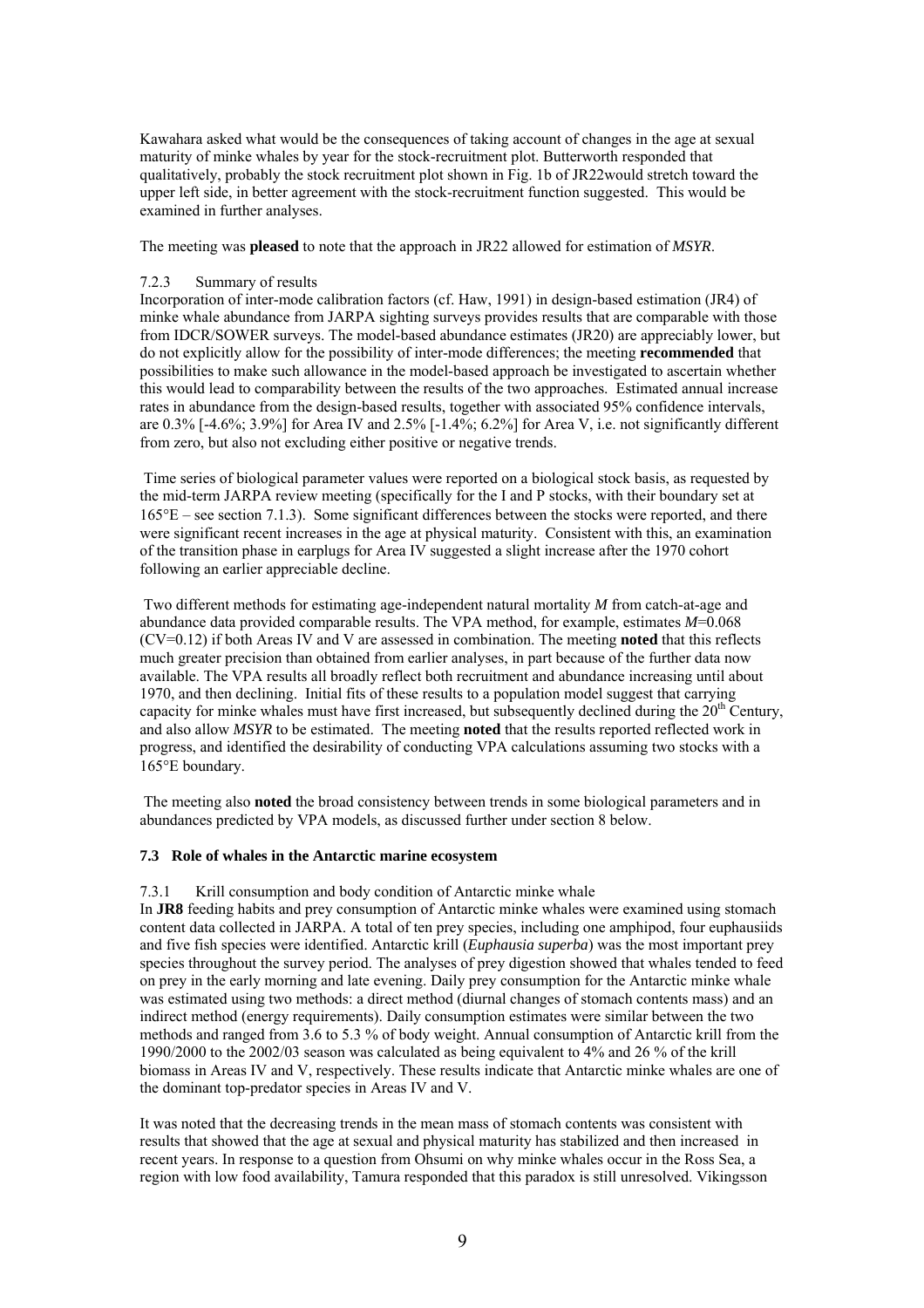Kawahara asked what would be the consequences of taking account of changes in the age at sexual maturity of minke whales by year for the stock-recruitment plot. Butterworth responded that qualitatively, probably the stock recruitment plot shown in Fig. 1b of JR22would stretch toward the upper left side, in better agreement with the stock-recruitment function suggested. This would be examined in further analyses.

The meeting was **pleased** to note that the approach in JR22 allowed for estimation of *MSYR*.

#### 7.2.3 Summary of results

Incorporation of inter-mode calibration factors (cf. Haw, 1991) in design-based estimation (JR4) of minke whale abundance from JARPA sighting surveys provides results that are comparable with those from IDCR/SOWER surveys. The model-based abundance estimates (JR20) are appreciably lower, but do not explicitly allow for the possibility of inter-mode differences; the meeting **recommended** that possibilities to make such allowance in the model-based approach be investigated to ascertain whether this would lead to comparability between the results of the two approaches. Estimated annual increase rates in abundance from the design-based results, together with associated 95% confidence intervals, are 0.3% [-4.6%; 3.9%] for Area IV and 2.5% [-1.4%; 6.2%] for Area V, i.e. not significantly different from zero, but also not excluding either positive or negative trends.

Time series of biological parameter values were reported on a biological stock basis, as requested by the mid-term JARPA review meeting (specifically for the I and P stocks, with their boundary set at 165°E – see section 7.1.3). Some significant differences between the stocks were reported, and there were significant recent increases in the age at physical maturity. Consistent with this, an examination of the transition phase in earplugs for Area IV suggested a slight increase after the 1970 cohort following an earlier appreciable decline.

Two different methods for estimating age-independent natural mortality *M* from catch-at-age and abundance data provided comparable results. The VPA method, for example, estimates $M$=0.068 (CV=0.12) if both Areas IV and V are assessed in combination. The meeting **noted** that this reflects much greater precision than obtained from earlier analyses, in part because of the further data now available. The VPA results all broadly reflect both recruitment and abundance increasing until about 1970, and then declining. Initial fits of these results to a population model suggest that carrying capacity for minke whales must have first increased, but subsequently declined during the 20th Century, and also allow *MSYR* to be estimated. The meeting **noted** that the results reported reflected work in progress, and identified the desirability of conducting VPA calculations assuming two stocks with a 165°E boundary.

The meeting also **noted** the broad consistency between trends in some biological parameters and in abundances predicted by VPA models, as discussed further under section 8 below.

### 7.3 Role of whales in the Antarctic marine ecosystem

#### 7.3.1 Krill consumption and body condition of Antarctic minke whale

In **JR8** feeding habits and prey consumption of Antarctic minke whales were examined using stomach content data collected in JARPA. A total of ten prey species, including one amphipod, four euphausiids and five fish species were identified. Antarctic krill (*Euphausia superba*) was the most important prey species throughout the survey period. The analyses of prey digestion showed that whales tended to feed on prey in the early morning and late evening. Daily prey consumption for the Antarctic minke whale was estimated using two methods: a direct method (diurnal changes of stomach contents mass) and an indirect method (energy requirements). Daily consumption estimates were similar between the two methods and ranged from 3.6 to 5.3 % of body weight. Annual consumption of Antarctic krill from the 1990/2000 to the 2002/03 season was calculated as being equivalent to 4% and 26 % of the krill biomass in Areas IV and V, respectively. These results indicate that Antarctic minke whales are one of the dominant top-predator species in Areas IV and V.

It was noted that the decreasing trends in the mean mass of stomach contents was consistent with results that showed that the age at sexual and physical maturity has stabilized and then increased in recent years. In response to a question from Ohsumi on why minke whales occur in the Ross Sea, a region with low food availability, Tamura responded that this paradox is still unresolved. Vikingsson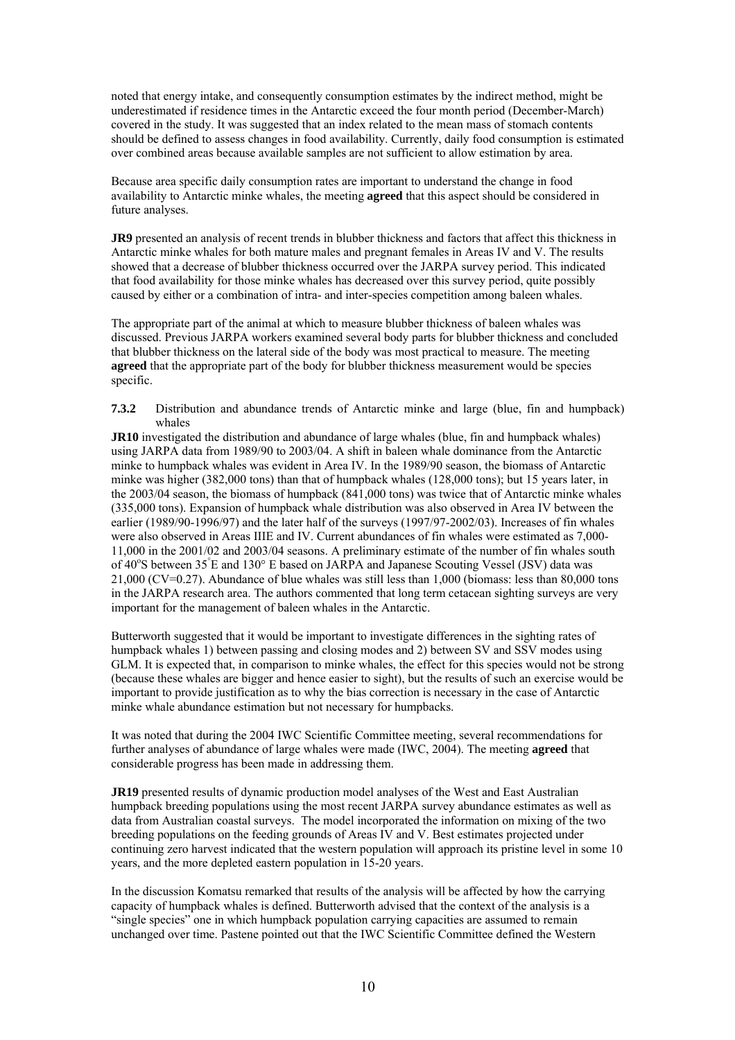noted that energy intake, and consequently consumption estimates by the indirect method, might be underestimated if residence times in the Antarctic exceed the four month period (December-March) covered in the study. It was suggested that an index related to the mean mass of stomach contents should be defined to assess changes in food availability. Currently, daily food consumption is estimated over combined areas because available samples are not sufficient to allow estimation by area.

Because area specific daily consumption rates are important to understand the change in food availability to Antarctic minke whales, the meeting **agreed** that this aspect should be considered in future analyses.

**JR9** presented an analysis of recent trends in blubber thickness and factors that affect this thickness in Antarctic minke whales for both mature males and pregnant females in Areas IV and V. The results showed that a decrease of blubber thickness occurred over the JARPA survey period. This indicated that food availability for those minke whales has decreased over this survey period, quite possibly caused by either or a combination of intra- and inter-species competition among baleen whales.

The appropriate part of the animal at which to measure blubber thickness of baleen whales was discussed. Previous JARPA workers examined several body parts for blubber thickness and concluded that blubber thickness on the lateral side of the body was most practical to measure. The meeting **agreed** that the appropriate part of the body for blubber thickness measurement would be species specific.

**7.3.2** Distribution and abundance trends of Antarctic minke and large (blue, fin and humpback) whales

**JR10** investigated the distribution and abundance of large whales (blue, fin and humpback whales) using JARPA data from 1989/90 to 2003/04. A shift in baleen whale dominance from the Antarctic minke to humpback whales was evident in Area IV. In the 1989/90 season, the biomass of Antarctic minke was higher (382,000 tons) than that of humpback whales (128,000 tons); but 15 years later, in the 2003/04 season, the biomass of humpback (841,000 tons) was twice that of Antarctic minke whales (335,000 tons). Expansion of humpback whale distribution was also observed in Area IV between the earlier (1989/90-1996/97) and the later half of the surveys (1997/97-2002/03). Increases of fin whales were also observed in Areas IIIE and IV. Current abundances of fin whales were estimated as 7,000-11,000 in the 2001/02 and 2003/04 seasons. A preliminary estimate of the number of fin whales south of 40°S between 35°E and 130° E based on JARPA and Japanese Scouting Vessel (JSV) data was 21,000 (CV=0.27). Abundance of blue whales was still less than 1,000 (biomass: less than 80,000 tons in the JARPA research area. The authors commented that long term cetacean sighting surveys are very important for the management of baleen whales in the Antarctic.

Butterworth suggested that it would be important to investigate differences in the sighting rates of humpback whales 1) between passing and closing modes and 2) between SV and SSV modes using GLM. It is expected that, in comparison to minke whales, the effect for this species would not be strong (because these whales are bigger and hence easier to sight), but the results of such an exercise would be important to provide justification as to why the bias correction is necessary in the case of Antarctic minke whale abundance estimation but not necessary for humpbacks.

It was noted that during the 2004 IWC Scientific Committee meeting, several recommendations for further analyses of abundance of large whales were made (IWC, 2004). The meeting **agreed** that considerable progress has been made in addressing them.

**JR19** presented results of dynamic production model analyses of the West and East Australian humpback breeding populations using the most recent JARPA survey abundance estimates as well as data from Australian coastal surveys. The model incorporated the information on mixing of the two breeding populations on the feeding grounds of Areas IV and V. Best estimates projected under continuing zero harvest indicated that the western population will approach its pristine level in some 10 years, and the more depleted eastern population in 15-20 years.

In the discussion Komatsu remarked that results of the analysis will be affected by how the carrying capacity of humpback whales is defined. Butterworth advised that the context of the analysis is a "single species" one in which humpback population carrying capacities are assumed to remain unchanged over time. Pastene pointed out that the IWC Scientific Committee defined the Western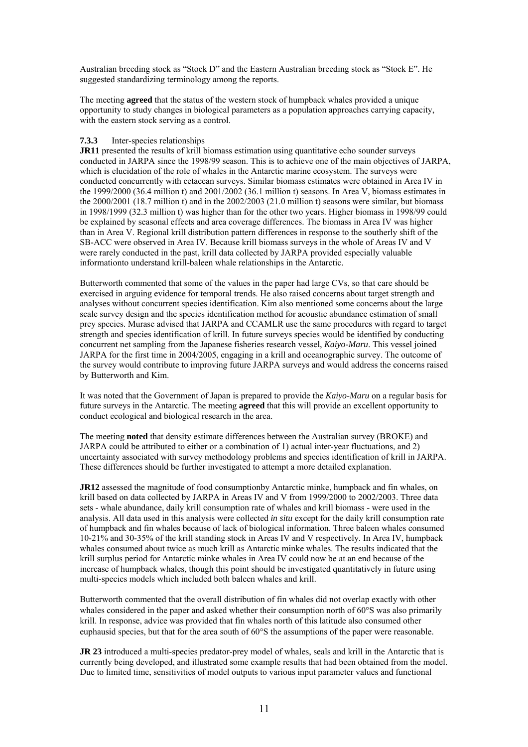Australian breeding stock as "Stock D" and the Eastern Australian breeding stock as "Stock E". He suggested standardizing terminology among the reports.

The meeting **agreed** that the status of the western stock of humpback whales provided a unique opportunity to study changes in biological parameters as a population approaches carrying capacity, with the eastern stock serving as a control.

### 7.3.3 Inter-species relationships

**JR11** presented the results of krill biomass estimation using quantitative echo sounder surveys conducted in JARPA since the 1998/99 season. This is to achieve one of the main objectives of JARPA, which is elucidation of the role of whales in the Antarctic marine ecosystem. The surveys were conducted concurrently with cetacean surveys. Similar biomass estimates were obtained in Area IV in the 1999/2000 (36.4 million t) and 2001/2002 (36.1 million t) seasons. In Area V, biomass estimates in the 2000/2001 (18.7 million t) and in the 2002/2003 (21.0 million t) seasons were similar, but biomass in 1998/1999 (32.3 million t) was higher than for the other two years. Higher biomass in 1998/99 could be explained by seasonal effects and area coverage differences. The biomass in Area IV was higher than in Area V. Regional krill distribution pattern differences in response to the southerly shift of the SB-ACC were observed in Area IV. Because krill biomass surveys in the whole of Areas IV and V were rarely conducted in the past, krill data collected by JARPA provided especially valuable informationto understand krill-baleen whale relationships in the Antarctic.

Butterworth commented that some of the values in the paper had large CVs, so that care should be exercised in arguing evidence for temporal trends. He also raised concerns about target strength and analyses without concurrent species identification. Kim also mentioned some concerns about the large scale survey design and the species identification method for acoustic abundance estimation of small prey species. Murase advised that JARPA and CCAMLR use the same procedures with regard to target strength and species identification of krill. In future surveys species would be identified by conducting concurrent net sampling from the Japanese fisheries research vessel, *Kaiyo-Maru*. This vessel joined JARPA for the first time in 2004/2005, engaging in a krill and oceanographic survey. The outcome of the survey would contribute to improving future JARPA surveys and would address the concerns raised by Butterworth and Kim.

It was noted that the Government of Japan is prepared to provide the *Kaiyo-Maru* on a regular basis for future surveys in the Antarctic. The meeting **agreed** that this will provide an excellent opportunity to conduct ecological and biological research in the area.

The meeting **noted** that density estimate differences between the Australian survey (BROKE) and JARPA could be attributed to either or a combination of 1) actual inter-year fluctuations, and 2) uncertainty associated with survey methodology problems and species identification of krill in JARPA. These differences should be further investigated to attempt a more detailed explanation.

**JR12** assessed the magnitude of food consumptionby Antarctic minke, humpback and fin whales, on krill based on data collected by JARPA in Areas IV and V from 1999/2000 to 2002/2003. Three data sets - whale abundance, daily krill consumption rate of whales and krill biomass - were used in the analysis. All data used in this analysis were collected *in situ* except for the daily krill consumption rate of humpback and fin whales because of lack of biological information. Three baleen whales consumed 10-21% and 30-35% of the krill standing stock in Areas IV and V respectively. In Area IV, humpback whales consumed about twice as much krill as Antarctic minke whales. The results indicated that the krill surplus period for Antarctic minke whales in Area IV could now be at an end because of the increase of humpback whales, though this point should be investigated quantitatively in future using multi-species models which included both baleen whales and krill.

Butterworth commented that the overall distribution of fin whales did not overlap exactly with other whales considered in the paper and asked whether their consumption north of 60°S was also primarily krill. In response, advice was provided that fin whales north of this latitude also consumed other euphausid species, but that for the area south of 60°S the assumptions of the paper were reasonable.

**JR 23** introduced a multi-species predator-prey model of whales, seals and krill in the Antarctic that is currently being developed, and illustrated some example results that had been obtained from the model. Due to limited time, sensitivities of model outputs to various input parameter values and functional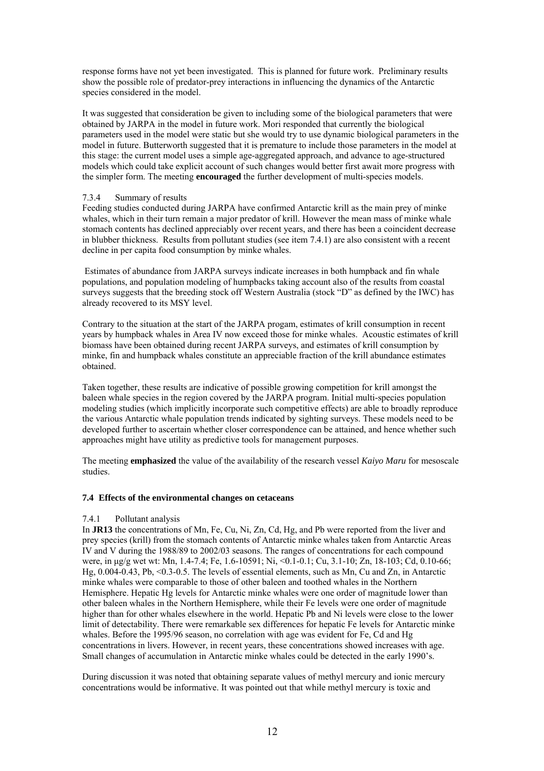response forms have not yet been investigated. This is planned for future work. Preliminary results show the possible role of predator-prey interactions in influencing the dynamics of the Antarctic species considered in the model.

It was suggested that consideration be given to including some of the biological parameters that were obtained by JARPA in the model in future work. Mori responded that currently the biological parameters used in the model were static but she would try to use dynamic biological parameters in the model in future. Butterworth suggested that it is premature to include those parameters in the model at this stage: the current model uses a simple age-aggregated approach, and advance to age-structured models which could take explicit account of such changes would better first await more progress with the simpler form. The meeting **encouraged** the further development of multi-species models.

#### 7.3.4 Summary of results

Feeding studies conducted during JARPA have confirmed Antarctic krill as the main prey of minke whales, which in their turn remain a major predator of krill. However the mean mass of minke whale stomach contents has declined appreciably over recent years, and there has been a coincident decrease in blubber thickness. Results from pollutant studies (see item 7.4.1) are also consistent with a recent decline in per capita food consumption by minke whales.

Estimates of abundance from JARPA surveys indicate increases in both humpback and fin whale populations, and population modeling of humpbacks taking account also of the results from coastal surveys suggests that the breeding stock off Western Australia (stock "D" as defined by the IWC) has already recovered to its MSY level.

Contrary to the situation at the start of the JARPA progam, estimates of krill consumption in recent years by humpback whales in Area IV now exceed those for minke whales. Acoustic estimates of krill biomass have been obtained during recent JARPA surveys, and estimates of krill consumption by minke, fin and humpback whales constitute an appreciable fraction of the krill abundance estimates obtained.

Taken together, these results are indicative of possible growing competition for krill amongst the baleen whale species in the region covered by the JARPA program. Initial multi-species population modeling studies (which implicitly incorporate such competitive effects) are able to broadly reproduce the various Antarctic whale population trends indicated by sighting surveys. These models need to be developed further to ascertain whether closer correspondence can be attained, and hence whether such approaches might have utility as predictive tools for management purposes.

The meeting **emphasized** the value of the availability of the research vessel *Kaiyo Maru* for mesoscale studies.

### 7.4 Effects of the environmental changes on cetaceans

#### 7.4.1 Pollutant analysis

In **JR13** the concentrations of Mn, Fe, Cu, Ni, Zn, Cd, Hg, and Pb were reported from the liver and prey species (krill) from the stomach contents of Antarctic minke whales taken from Antarctic Areas IV and V during the 1988/89 to 2002/03 seasons. The ranges of concentrations for each compound were, in µg/g wet wt: Mn, 1.4-7.4; Fe, 1.6-10591; Ni, <0.1-0.1; Cu, 3.1-10; Zn, 18-103; Cd, 0.10-66; Hg, 0.004-0.43, Pb, <0.3-0.5. The levels of essential elements, such as Mn, Cu and Zn, in Antarctic minke whales were comparable to those of other baleen and toothed whales in the Northern Hemisphere. Hepatic Hg levels for Antarctic minke whales were one order of magnitude lower than other baleen whales in the Northern Hemisphere, while their Fe levels were one order of magnitude higher than for other whales elsewhere in the world. Hepatic Pb and Ni levels were close to the lower limit of detectability. There were remarkable sex differences for hepatic Fe levels for Antarctic minke whales. Before the 1995/96 season, no correlation with age was evident for Fe, Cd and Hg concentrations in livers. However, in recent years, these concentrations showed increases with age. Small changes of accumulation in Antarctic minke whales could be detected in the early 1990's.

During discussion it was noted that obtaining separate values of methyl mercury and ionic mercury concentrations would be informative. It was pointed out that while methyl mercury is toxic and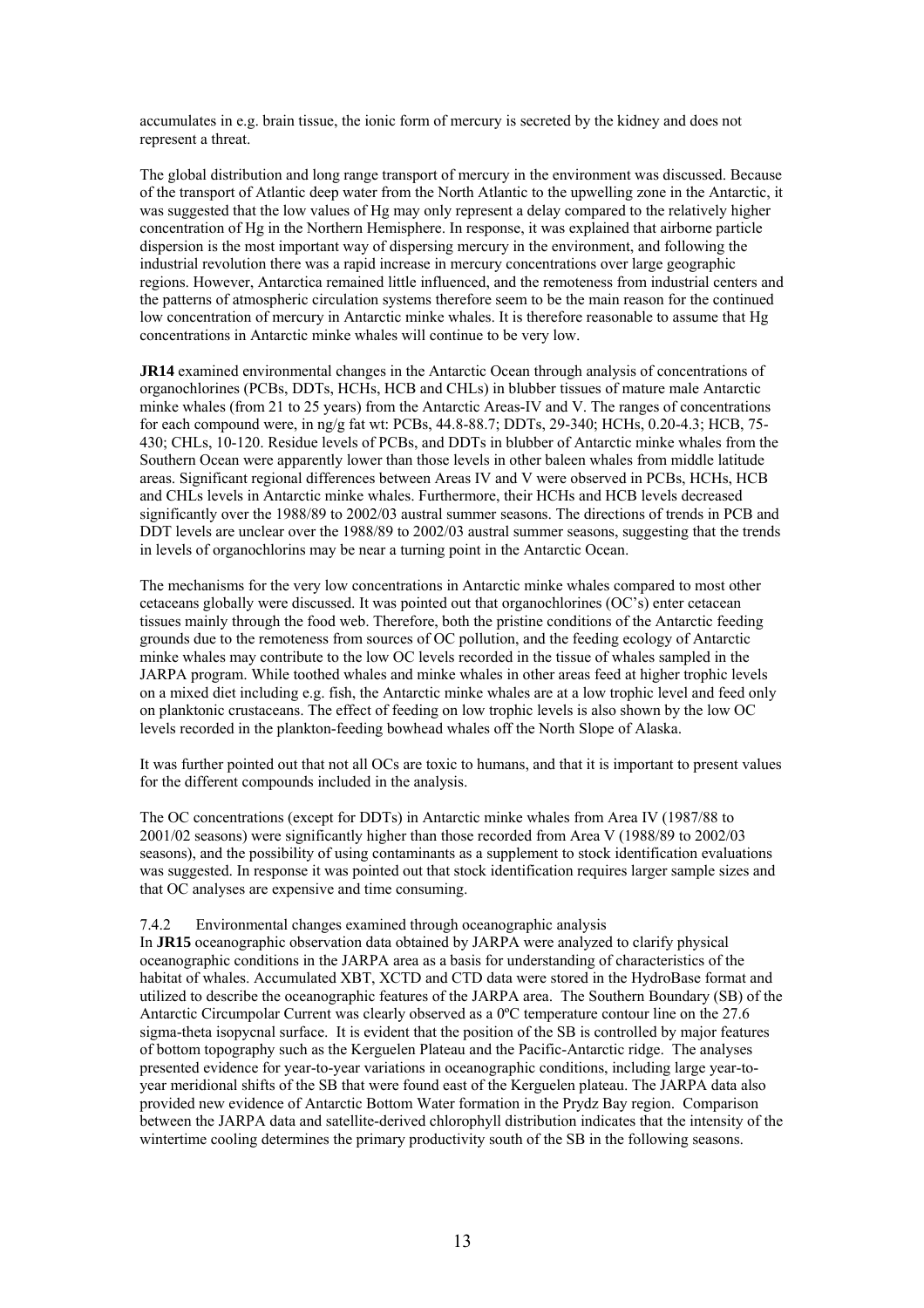accumulates in e.g. brain tissue, the ionic form of mercury is secreted by the kidney and does not represent a threat.

The global distribution and long range transport of mercury in the environment was discussed. Because of the transport of Atlantic deep water from the North Atlantic to the upwelling zone in the Antarctic, it was suggested that the low values of Hg may only represent a delay compared to the relatively higher concentration of Hg in the Northern Hemisphere. In response, it was explained that airborne particle dispersion is the most important way of dispersing mercury in the environment, and following the industrial revolution there was a rapid increase in mercury concentrations over large geographic regions. However, Antarctica remained little influenced, and the remoteness from industrial centers and the patterns of atmospheric circulation systems therefore seem to be the main reason for the continued low concentration of mercury in Antarctic minke whales. It is therefore reasonable to assume that Hg concentrations in Antarctic minke whales will continue to be very low.

**JR14** examined environmental changes in the Antarctic Ocean through analysis of concentrations of organochlorines (PCBs, DDTs, HCHs, HCB and CHLs) in blubber tissues of mature male Antarctic minke whales (from 21 to 25 years) from the Antarctic Areas-IV and V. The ranges of concentrations for each compound were, in ng/g fat wt: PCBs, 44.8-88.7; DDTs, 29-340; HCHs, 0.20-4.3; HCB, 75-430; CHLs, 10-120. Residue levels of PCBs, and DDTs in blubber of Antarctic minke whales from the Southern Ocean were apparently lower than those levels in other baleen whales from middle latitude areas. Significant regional differences between Areas IV and V were observed in PCBs, HCHs, HCB and CHLs levels in Antarctic minke whales. Furthermore, their HCHs and HCB levels decreased significantly over the 1988/89 to 2002/03 austral summer seasons. The directions of trends in PCB and DDT levels are unclear over the 1988/89 to 2002/03 austral summer seasons, suggesting that the trends in levels of organochlorins may be near a turning point in the Antarctic Ocean.

The mechanisms for the very low concentrations in Antarctic minke whales compared to most other cetaceans globally were discussed. It was pointed out that organochlorines (OC's) enter cetacean tissues mainly through the food web. Therefore, both the pristine conditions of the Antarctic feeding grounds due to the remoteness from sources of OC pollution, and the feeding ecology of Antarctic minke whales may contribute to the low OC levels recorded in the tissue of whales sampled in the JARPA program. While toothed whales and minke whales in other areas feed at higher trophic levels on a mixed diet including e.g. fish, the Antarctic minke whales are at a low trophic level and feed only on planktonic crustaceans. The effect of feeding on low trophic levels is also shown by the low OC levels recorded in the plankton-feeding bowhead whales off the North Slope of Alaska.

It was further pointed out that not all OCs are toxic to humans, and that it is important to present values for the different compounds included in the analysis.

The OC concentrations (except for DDTs) in Antarctic minke whales from Area IV (1987/88 to 2001/02 seasons) were significantly higher than those recorded from Area V (1988/89 to 2002/03 seasons), and the possibility of using contaminants as a supplement to stock identification evaluations was suggested. In response it was pointed out that stock identification requires larger sample sizes and that OC analyses are expensive and time consuming.

### 7.4.2 Environmental changes examined through oceanographic analysis

In **JR15** oceanographic observation data obtained by JARPA were analyzed to clarify physical oceanographic conditions in the JARPA area as a basis for understanding of characteristics of the habitat of whales. Accumulated XBT, XCTD and CTD data were stored in the HydroBase format and utilized to describe the oceanographic features of the JARPA area. The Southern Boundary (SB) of the Antarctic Circumpolar Current was clearly observed as a 0ºC temperature contour line on the 27.6 sigma-theta isopycnal surface. It is evident that the position of the SB is controlled by major features of bottom topography such as the Kerguelen Plateau and the Pacific-Antarctic ridge. The analyses presented evidence for year-to-year variations in oceanographic conditions, including large year-to-year meridional shifts of the SB that were found east of the Kerguelen plateau. The JARPA data also provided new evidence of Antarctic Bottom Water formation in the Prydz Bay region. Comparison between the JARPA data and satellite-derived chlorophyll distribution indicates that the intensity of the wintertime cooling determines the primary productivity south of the SB in the following seasons.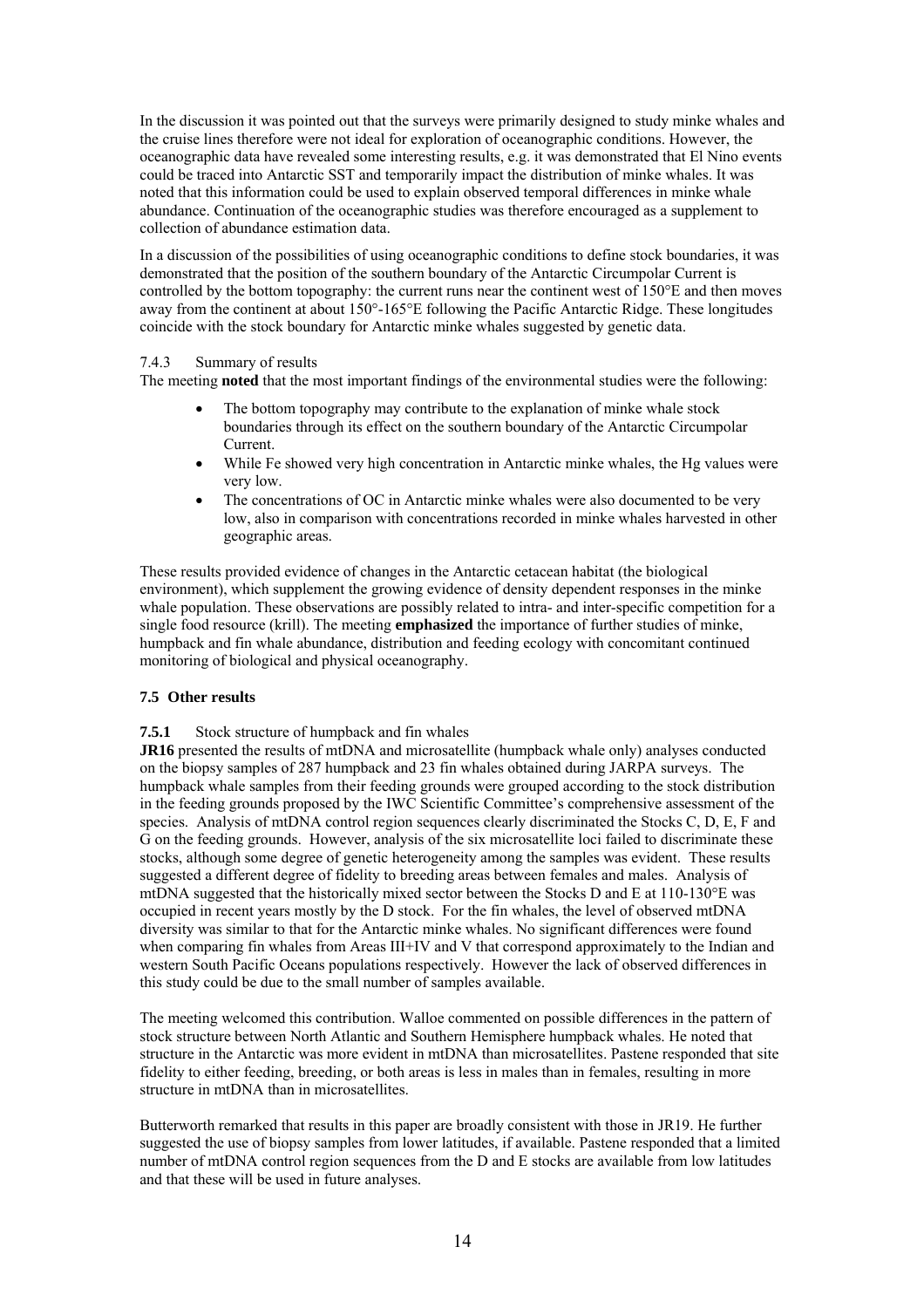In the discussion it was pointed out that the surveys were primarily designed to study minke whales and the cruise lines therefore were not ideal for exploration of oceanographic conditions. However, the oceanographic data have revealed some interesting results, e.g. it was demonstrated that El Nino events could be traced into Antarctic SST and temporarily impact the distribution of minke whales. It was noted that this information could be used to explain observed temporal differences in minke whale abundance. Continuation of the oceanographic studies was therefore encouraged as a supplement to collection of abundance estimation data.

In a discussion of the possibilities of using oceanographic conditions to define stock boundaries, it was demonstrated that the position of the southern boundary of the Antarctic Circumpolar Current is controlled by the bottom topography: the current runs near the continent west of 150°E and then moves away from the continent at about 150°-165°E following the Pacific Antarctic Ridge. These longitudes coincide with the stock boundary for Antarctic minke whales suggested by genetic data.

### 7.4.3 Summary of results

The meeting **noted** that the most important findings of the environmental studies were the following:

- The bottom topography may contribute to the explanation of minke whale stock boundaries through its effect on the southern boundary of the Antarctic Circumpolar Current.
- While Fe showed very high concentration in Antarctic minke whales, the Hg values were very low.
- The concentrations of OC in Antarctic minke whales were also documented to be very low, also in comparison with concentrations recorded in minke whales harvested in other geographic areas.

These results provided evidence of changes in the Antarctic cetacean habitat (the biological environment), which supplement the growing evidence of density dependent responses in the minke whale population. These observations are possibly related to intra- and inter-specific competition for a single food resource (krill). The meeting **emphasized** the importance of further studies of minke, humpback and fin whale abundance, distribution and feeding ecology with concomitant continued monitoring of biological and physical oceanography.

## 7.5 Other results

### 7.5.1 Stock structure of humpback and fin whales

**JR16** presented the results of mtDNA and microsatellite (humpback whale only) analyses conducted on the biopsy samples of 287 humpback and 23 fin whales obtained during JARPA surveys. The humpback whale samples from their feeding grounds were grouped according to the stock distribution in the feeding grounds proposed by the IWC Scientific Committee's comprehensive assessment of the species. Analysis of mtDNA control region sequences clearly discriminated the Stocks C, D, E, F and G on the feeding grounds. However, analysis of the six microsatellite loci failed to discriminate these stocks, although some degree of genetic heterogeneity among the samples was evident. These results suggested a different degree of fidelity to breeding areas between females and males. Analysis of mtDNA suggested that the historically mixed sector between the Stocks D and E at 110-130°E was occupied in recent years mostly by the D stock. For the fin whales, the level of observed mtDNA diversity was similar to that for the Antarctic minke whales. No significant differences were found when comparing fin whales from Areas III+IV and V that correspond approximately to the Indian and western South Pacific Oceans populations respectively. However the lack of observed differences in this study could be due to the small number of samples available.

The meeting welcomed this contribution. Walloe commented on possible differences in the pattern of stock structure between North Atlantic and Southern Hemisphere humpback whales. He noted that structure in the Antarctic was more evident in mtDNA than microsatellites. Pastene responded that site fidelity to either feeding, breeding, or both areas is less in males than in females, resulting in more structure in mtDNA than in microsatellites.

Butterworth remarked that results in this paper are broadly consistent with those in JR19. He further suggested the use of biopsy samples from lower latitudes, if available. Pastene responded that a limited number of mtDNA control region sequences from the D and E stocks are available from low latitudes and that these will be used in future analyses.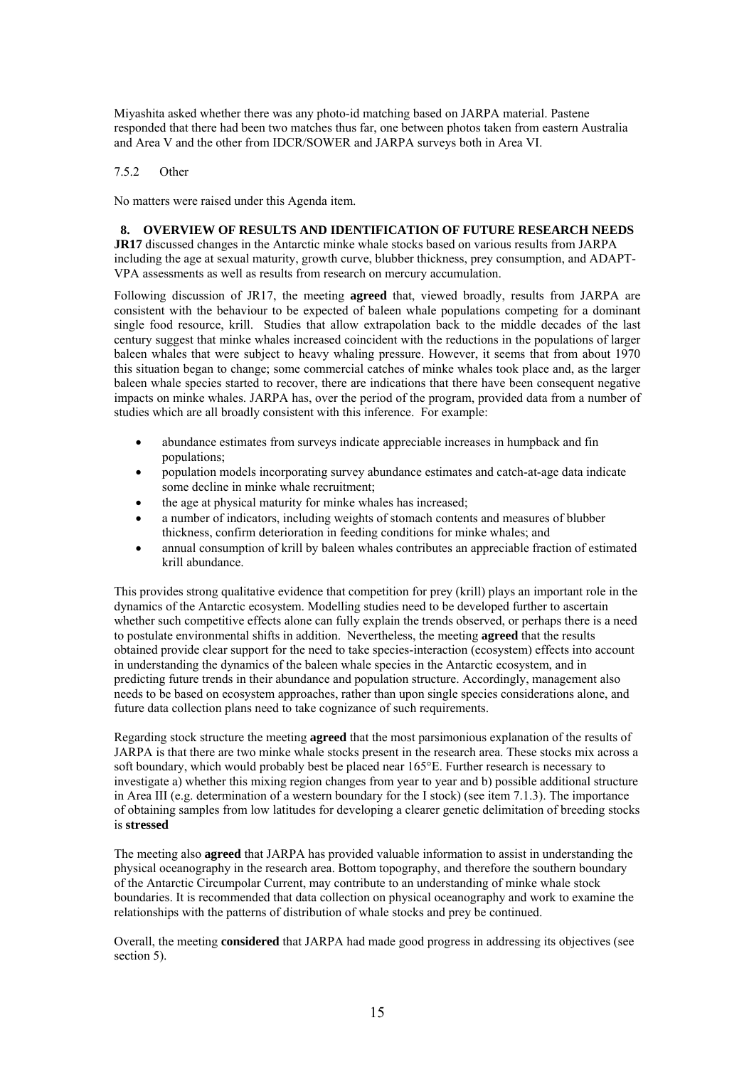Miyashita asked whether there was any photo-id matching based on JARPA material. Pastene responded that there had been two matches thus far, one between photos taken from eastern Australia and Area V and the other from IDCR/SOWER and JARPA surveys both in Area VI.

#### 7.5.2 Other

No matters were raised under this Agenda item.

## 8. OVERVIEW OF RESULTS AND IDENTIFICATION OF FUTURE RESEARCH NEEDS

**JR17** discussed changes in the Antarctic minke whale stocks based on various results from JARPA including the age at sexual maturity, growth curve, blubber thickness, prey consumption, and ADAPT-VPA assessments as well as results from research on mercury accumulation.

Following discussion of JR17, the meeting **agreed** that, viewed broadly, results from JARPA are consistent with the behaviour to be expected of baleen whale populations competing for a dominant single food resource, krill. Studies that allow extrapolation back to the middle decades of the last century suggest that minke whales increased coincident with the reductions in the populations of larger baleen whales that were subject to heavy whaling pressure. However, it seems that from about 1970 this situation began to change; some commercial catches of minke whales took place and, as the larger baleen whale species started to recover, there are indications that there have been consequent negative impacts on minke whales. JARPA has, over the period of the program, provided data from a number of studies which are all broadly consistent with this inference. For example:

- abundance estimates from surveys indicate appreciable increases in humpback and fin populations;
- population models incorporating survey abundance estimates and catch-at-age data indicate some decline in minke whale recruitment;
- the age at physical maturity for minke whales has increased;
- a number of indicators, including weights of stomach contents and measures of blubber thickness, confirm deterioration in feeding conditions for minke whales; and
- annual consumption of krill by baleen whales contributes an appreciable fraction of estimated krill abundance.

This provides strong qualitative evidence that competition for prey (krill) plays an important role in the dynamics of the Antarctic ecosystem. Modelling studies need to be developed further to ascertain whether such competitive effects alone can fully explain the trends observed, or perhaps there is a need to postulate environmental shifts in addition. Nevertheless, the meeting **agreed** that the results obtained provide clear support for the need to take species-interaction (ecosystem) effects into account in understanding the dynamics of the baleen whale species in the Antarctic ecosystem, and in predicting future trends in their abundance and population structure. Accordingly, management also needs to be based on ecosystem approaches, rather than upon single species considerations alone, and future data collection plans need to take cognizance of such requirements.

Regarding stock structure the meeting **agreed** that the most parsimonious explanation of the results of JARPA is that there are two minke whale stocks present in the research area. These stocks mix across a soft boundary, which would probably best be placed near 165°E. Further research is necessary to investigate a) whether this mixing region changes from year to year and b) possible additional structure in Area III (e.g. determination of a western boundary for the I stock) (see item 7.1.3). The importance of obtaining samples from low latitudes for developing a clearer genetic delimitation of breeding stocks is **stressed**

The meeting also **agreed** that JARPA has provided valuable information to assist in understanding the physical oceanography in the research area. Bottom topography, and therefore the southern boundary of the Antarctic Circumpolar Current, may contribute to an understanding of minke whale stock boundaries. It is recommended that data collection on physical oceanography and work to examine the relationships with the patterns of distribution of whale stocks and prey be continued.

Overall, the meeting **considered** that JARPA had made good progress in addressing its objectives (see section 5).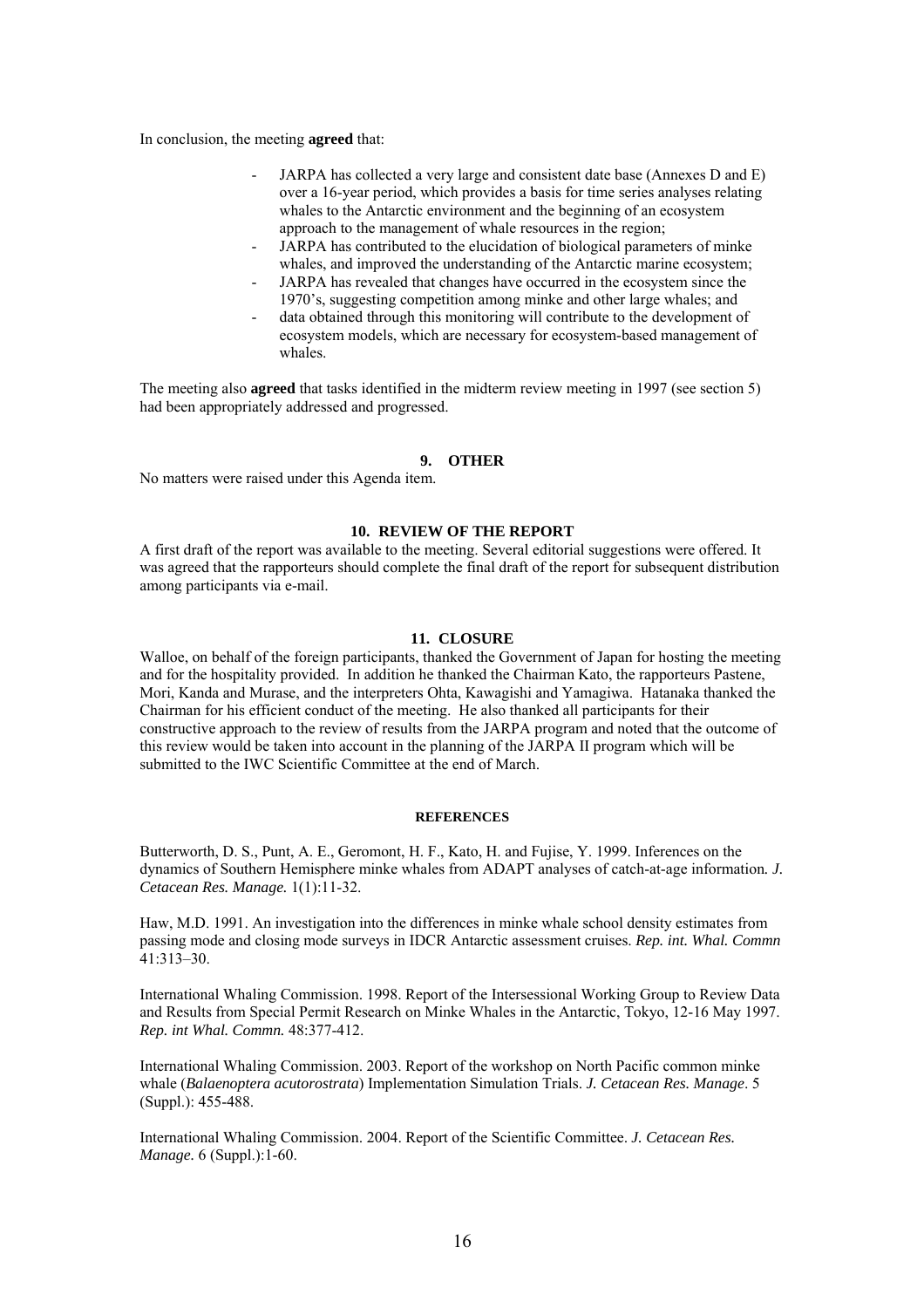In conclusion, the meeting **agreed** that:

- JARPA has collected a very large and consistent date base (Annexes D and E) over a 16-year period, which provides a basis for time series analyses relating whales to the Antarctic environment and the beginning of an ecosystem approach to the management of whale resources in the region;
- JARPA has contributed to the elucidation of biological parameters of minke whales, and improved the understanding of the Antarctic marine ecosystem;
- JARPA has revealed that changes have occurred in the ecosystem since the 1970's, suggesting competition among minke and other large whales; and
- data obtained through this monitoring will contribute to the development of ecosystem models, which are necessary for ecosystem-based management of whales.

The meeting also **agreed** that tasks identified in the midterm review meeting in 1997 (see section 5) had been appropriately addressed and progressed.

## 9. OTHER

No matters were raised under this Agenda item.

## 10. REVIEW OF THE REPORT

A first draft of the report was available to the meeting. Several editorial suggestions were offered. It was agreed that the rapporteurs should complete the final draft of the report for subsequent distribution among participants via e-mail.

## 11. CLOSURE

Walloe, on behalf of the foreign participants, thanked the Government of Japan for hosting the meeting and for the hospitality provided. In addition he thanked the Chairman Kato, the rapporteurs Pastene, Mori, Kanda and Murase, and the interpreters Ohta, Kawagishi and Yamagiwa. Hatanaka thanked the Chairman for his efficient conduct of the meeting. He also thanked all participants for their constructive approach to the review of results from the JARPA program and noted that the outcome of this review would be taken into account in the planning of the JARPA II program which will be submitted to the IWC Scientific Committee at the end of March.

## REFERENCES

Butterworth, D. S., Punt, A. E., Geromont, H. F., Kato, H. and Fujise, Y. 1999. Inferences on the dynamics of Southern Hemisphere minke whales from ADAPT analyses of catch-at-age information. *J. Cetacean Res. Manage.* 1(1):11-32.

Haw, M.D. 1991. An investigation into the differences in minke whale school density estimates from passing mode and closing mode surveys in IDCR Antarctic assessment cruises. *Rep. int. Whal. Commn* 41:313–30.

International Whaling Commission. 1998. Report of the Intersessional Working Group to Review Data and Results from Special Permit Research on Minke Whales in the Antarctic, Tokyo, 12-16 May 1997. *Rep. int Whal. Commn.* 48:377-412.

International Whaling Commission. 2003. Report of the workshop on North Pacific common minke whale (*Balaenoptera acutorostrata*) Implementation Simulation Trials. *J. Cetacean Res. Manage*. 5 (Suppl.): 455-488.

International Whaling Commission. 2004. Report of the Scientific Committee. *J. Cetacean Res. Manage.* 6 (Suppl.):1-60.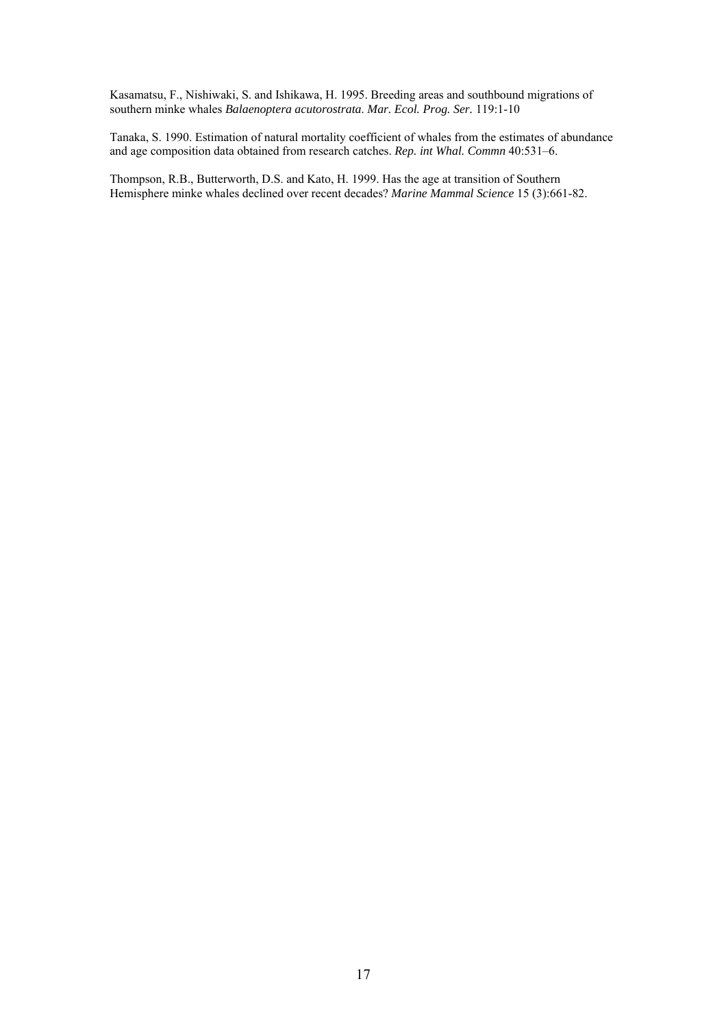Kasamatsu, F., Nishiwaki, S. and Ishikawa, H. 1995. Breeding areas and southbound migrations of southern minke whales *Balaenoptera acutorostrata*. *Mar. Ecol. Prog. Ser.* 119:1-10

Tanaka, S. 1990. Estimation of natural mortality coefficient of whales from the estimates of abundance and age composition data obtained from research catches. *Rep. int Whal. Commn* 40:531–6.

Thompson, R.B., Butterworth, D.S. and Kato, H. 1999. Has the age at transition of Southern Hemisphere minke whales declined over recent decades? *Marine Mammal Science* 15 (3):661-82.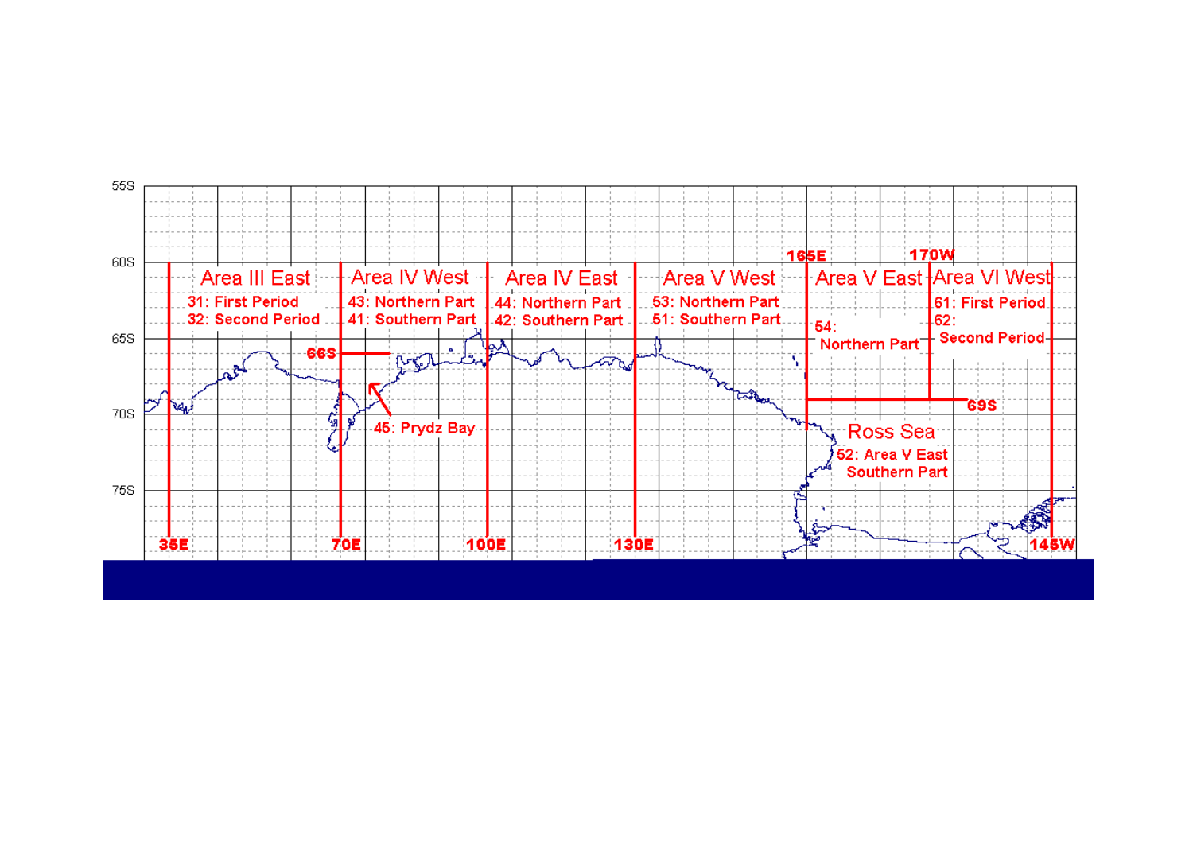55S

60S

65S

70S

75S

Area III East
31: First Period
32: Second Period

Area IV West
43: Northern Part
41: Southern Part

Area IV East
44: Northern Part
42: Southern Part

Area V West
53: Northern Part
51: Southern Part

Area V East
54: Northern Part

Area VI West
61: First Period
62: Second Period

66S

45: Prydz Bay

165E

170W

69S

Ross Sea
52: Area V East Southern Part

35E

70E

100E

130E

145W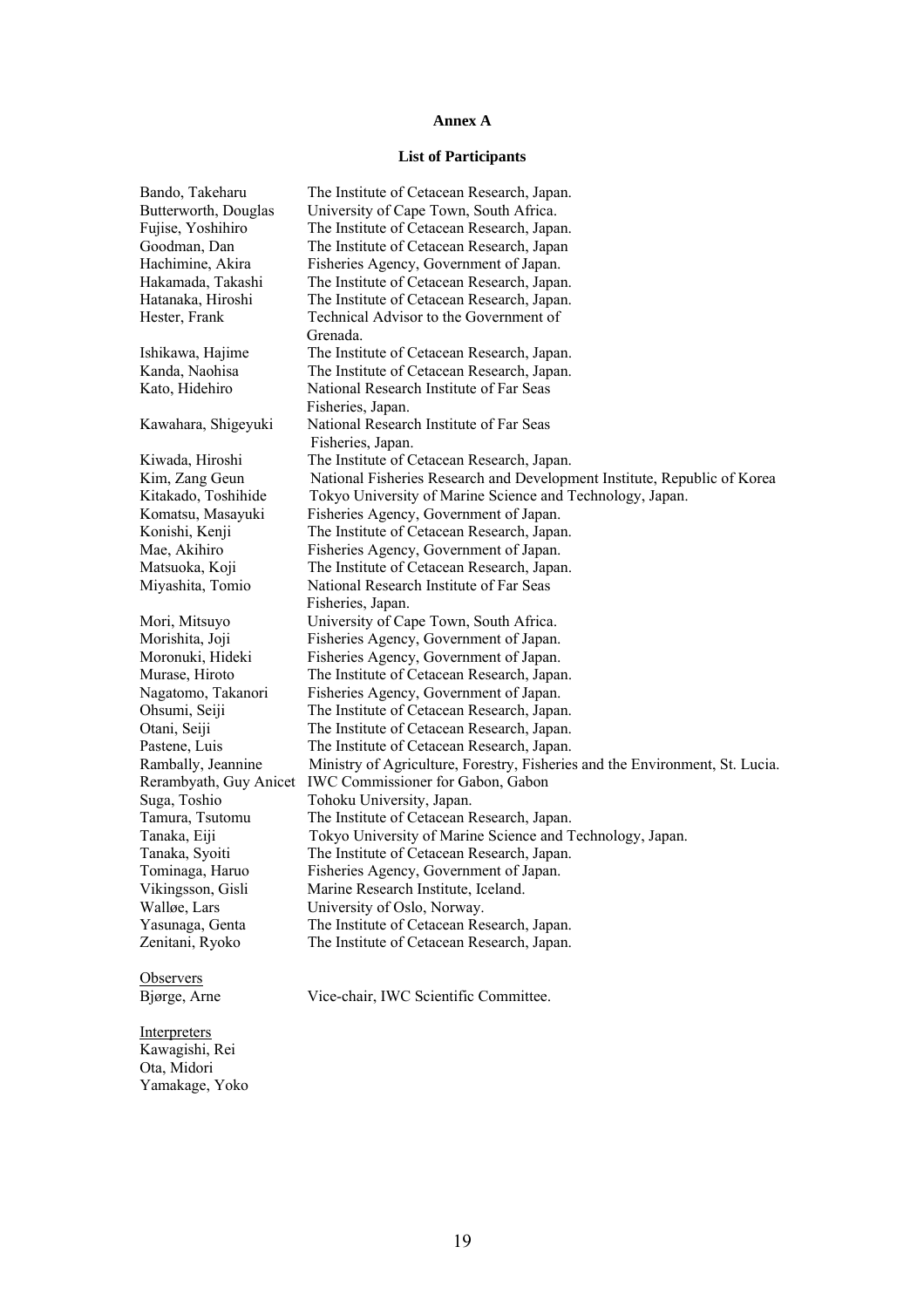## Annex A

### List of Participants

| | |
|---|---|
| Bando, Takeharu | The Institute of Cetacean Research, Japan. |
| Butterworth, Douglas | University of Cape Town, South Africa. |
| Fujise, Yoshihiro | The Institute of Cetacean Research, Japan. |
| Goodman, Dan | The Institute of Cetacean Research, Japan |
| Hachimine, Akira | Fisheries Agency, Government of Japan. |
| Hakamada, Takashi | The Institute of Cetacean Research, Japan. |
| Hatanaka, Hiroshi | The Institute of Cetacean Research, Japan. |
| Hester, Frank | Technical Advisor to the Government of Grenada. |
| Ishikawa, Hajime | The Institute of Cetacean Research, Japan. |
| Kanda, Naohisa | The Institute of Cetacean Research, Japan. |
| Kato, Hidehiro | National Research Institute of Far Seas Fisheries, Japan. |
| Kawahara, Shigeyuki | National Research Institute of Far Seas Fisheries, Japan. |
| Kiwada, Hiroshi | The Institute of Cetacean Research, Japan. |
| Kim, Zang Geun | National Fisheries Research and Development Institute, Republic of Korea |
| Kitakado, Toshihide | Tokyo University of Marine Science and Technology, Japan. |
| Komatsu, Masayuki | Fisheries Agency, Government of Japan. |
| Konishi, Kenji | The Institute of Cetacean Research, Japan. |
| Mae, Akihiro | Fisheries Agency, Government of Japan. |
| Matsuoka, Koji | The Institute of Cetacean Research, Japan. |
| Miyashita, Tomio | National Research Institute of Far Seas Fisheries, Japan. |
| Mori, Mitsuyo | University of Cape Town, South Africa. |
| Morishita, Joji | Fisheries Agency, Government of Japan. |
| Moronuki, Hideki | Fisheries Agency, Government of Japan. |
| Murase, Hiroto | The Institute of Cetacean Research, Japan. |
| Nagatomo, Takanori | Fisheries Agency, Government of Japan. |
| Ohsumi, Seiji | The Institute of Cetacean Research, Japan. |
| Otani, Seiji | The Institute of Cetacean Research, Japan. |
| Pastene, Luis | The Institute of Cetacean Research, Japan. |
| Rambally, Jeannine | Ministry of Agriculture, Forestry, Fisheries and the Environment, St. Lucia. |
| Rerambyath, Guy Anicet | IWC Commissioner for Gabon, Gabon |
| Suga, Toshio | Tohoku University, Japan. |
| Tamura, Tsutomu | The Institute of Cetacean Research, Japan. |
| Tanaka, Eiji | Tokyo University of Marine Science and Technology, Japan. |
| Tanaka, Syoiti | The Institute of Cetacean Research, Japan. |
| Tominaga, Haruo | Fisheries Agency, Government of Japan. |
| Vikingsson, Gisli | Marine Research Institute, Iceland. |
| Walløe, Lars | University of Oslo, Norway. |
| Yasunaga, Genta | The Institute of Cetacean Research, Japan. |
| Zenitani, Ryoko | The Institute of Cetacean Research, Japan. |

Observers

| | |
|---|---|
| Bjørge, Arne | Vice-chair, IWC Scientific Committee. |

Interpreters

Kawagishi, Rei
Ota, Midori
Yamakage, Yoko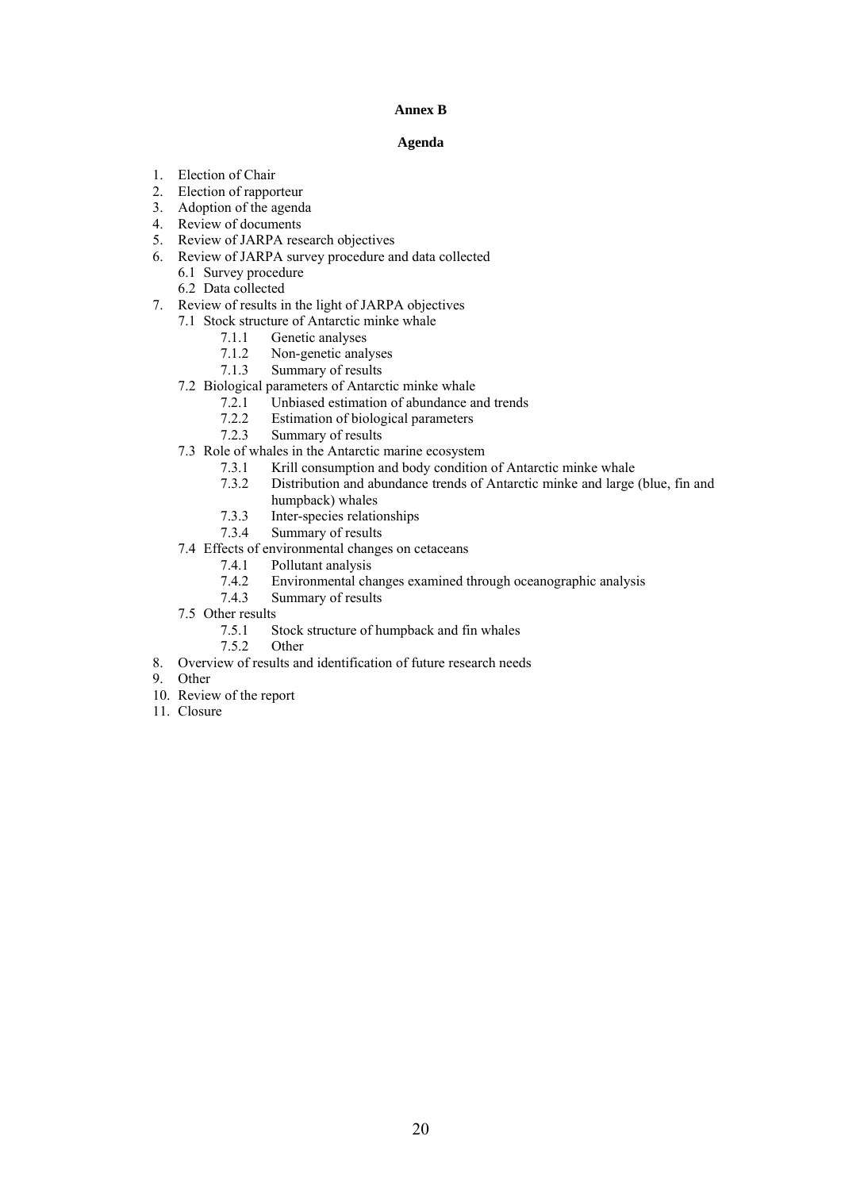**Annex B**

**Agenda**

1. Election of Chair
2. Election of rapporteur
3. Adoption of the agenda
4. Review of documents
5. Review of JARPA research objectives
6. Review of JARPA survey procedure and data collected
   - 6.1 Survey procedure
   - 6.2 Data collected
7. Review of results in the light of JARPA objectives
   - 7.1 Stock structure of Antarctic minke whale
     - 7.1.1 Genetic analyses
     - 7.1.2 Non-genetic analyses
     - 7.1.3 Summary of results
   - 7.2 Biological parameters of Antarctic minke whale
     - 7.2.1 Unbiased estimation of abundance and trends
     - 7.2.2 Estimation of biological parameters
     - 7.2.3 Summary of results
   - 7.3 Role of whales in the Antarctic marine ecosystem
     - 7.3.1 Krill consumption and body condition of Antarctic minke whale
     - 7.3.2 Distribution and abundance trends of Antarctic minke and large (blue, fin and humpback) whales
     - 7.3.3 Inter-species relationships
     - 7.3.4 Summary of results
   - 7.4 Effects of environmental changes on cetaceans
     - 7.4.1 Pollutant analysis
     - 7.4.2 Environmental changes examined through oceanographic analysis
     - 7.4.3 Summary of results
   - 7.5 Other results
     - 7.5.1 Stock structure of humpback and fin whales
     - 7.5.2 Other
8. Overview of results and identification of future research needs
9. Other
10. Review of the report
11. Closure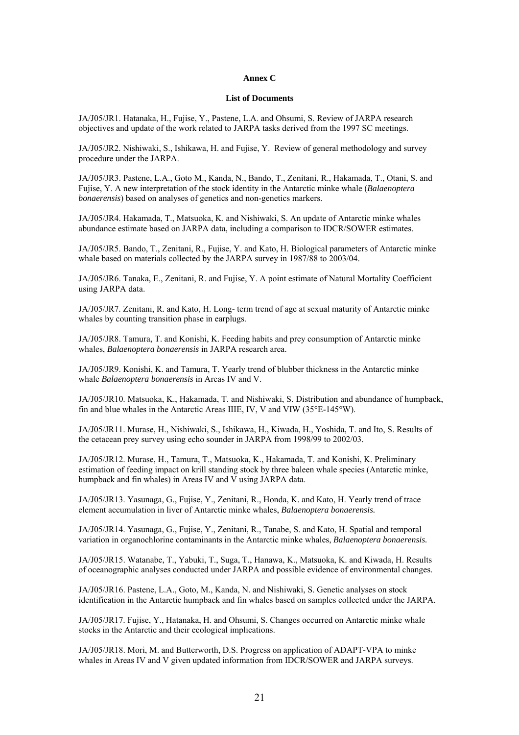**Annex C**

**List of Documents**

JA/J05/JR1. Hatanaka, H., Fujise, Y., Pastene, L.A. and Ohsumi, S. Review of JARPA research objectives and update of the work related to JARPA tasks derived from the 1997 SC meetings.

JA/J05/JR2. Nishiwaki, S., Ishikawa, H. and Fujise, Y. Review of general methodology and survey procedure under the JARPA.

JA/J05/JR3. Pastene, L.A., Goto M., Kanda, N., Bando, T., Zenitani, R., Hakamada, T., Otani, S. and Fujise, Y. A new interpretation of the stock identity in the Antarctic minke whale (*Balaenoptera bonaerensis*) based on analyses of genetics and non-genetics markers.

JA/J05/JR4. Hakamada, T., Matsuoka, K. and Nishiwaki, S. An update of Antarctic minke whales abundance estimate based on JARPA data, including a comparison to IDCR/SOWER estimates.

JA/J05/JR5. Bando, T., Zenitani, R., Fujise, Y. and Kato, H. Biological parameters of Antarctic minke whale based on materials collected by the JARPA survey in 1987/88 to 2003/04.

JA/J05/JR6. Tanaka, E., Zenitani, R. and Fujise, Y. A point estimate of Natural Mortality Coefficient using JARPA data.

JA/J05/JR7. Zenitani, R. and Kato, H. Long- term trend of age at sexual maturity of Antarctic minke whales by counting transition phase in earplugs.

JA/J05/JR8. Tamura, T. and Konishi, K. Feeding habits and prey consumption of Antarctic minke whales, *Balaenoptera bonaerensis* in JARPA research area.

JA/J05/JR9. Konishi, K. and Tamura, T. Yearly trend of blubber thickness in the Antarctic minke whale *Balaenoptera bonaerensis* in Areas IV and V.

JA/J05/JR10. Matsuoka, K., Hakamada, T. and Nishiwaki, S. Distribution and abundance of humpback, fin and blue whales in the Antarctic Areas IIIE, IV, V and VIW (35°E-145°W).

JA/J05/JR11. Murase, H., Nishiwaki, S., Ishikawa, H., Kiwada, H., Yoshida, T. and Ito, S. Results of the cetacean prey survey using echo sounder in JARPA from 1998/99 to 2002/03.

JA/J05/JR12. Murase, H., Tamura, T., Matsuoka, K., Hakamada, T. and Konishi, K. Preliminary estimation of feeding impact on krill standing stock by three baleen whale species (Antarctic minke, humpback and fin whales) in Areas IV and V using JARPA data.

JA/J05/JR13. Yasunaga, G., Fujise, Y., Zenitani, R., Honda, K. and Kato, H. Yearly trend of trace element accumulation in liver of Antarctic minke whales, *Balaenoptera bonaerensis.*

JA/J05/JR14. Yasunaga, G., Fujise, Y., Zenitani, R., Tanabe, S. and Kato, H. Spatial and temporal variation in organochlorine contaminants in the Antarctic minke whales, *Balaenoptera bonaerensis.*

JA/J05/JR15. Watanabe, T., Yabuki, T., Suga, T., Hanawa, K., Matsuoka, K. and Kiwada, H. Results of oceanographic analyses conducted under JARPA and possible evidence of environmental changes.

JA/J05/JR16. Pastene, L.A., Goto, M., Kanda, N. and Nishiwaki, S. Genetic analyses on stock identification in the Antarctic humpback and fin whales based on samples collected under the JARPA.

JA/J05/JR17. Fujise, Y., Hatanaka, H. and Ohsumi, S. Changes occurred on Antarctic minke whale stocks in the Antarctic and their ecological implications.

JA/J05/JR18. Mori, M. and Butterworth, D.S. Progress on application of ADAPT-VPA to minke whales in Areas IV and V given updated information from IDCR/SOWER and JARPA surveys.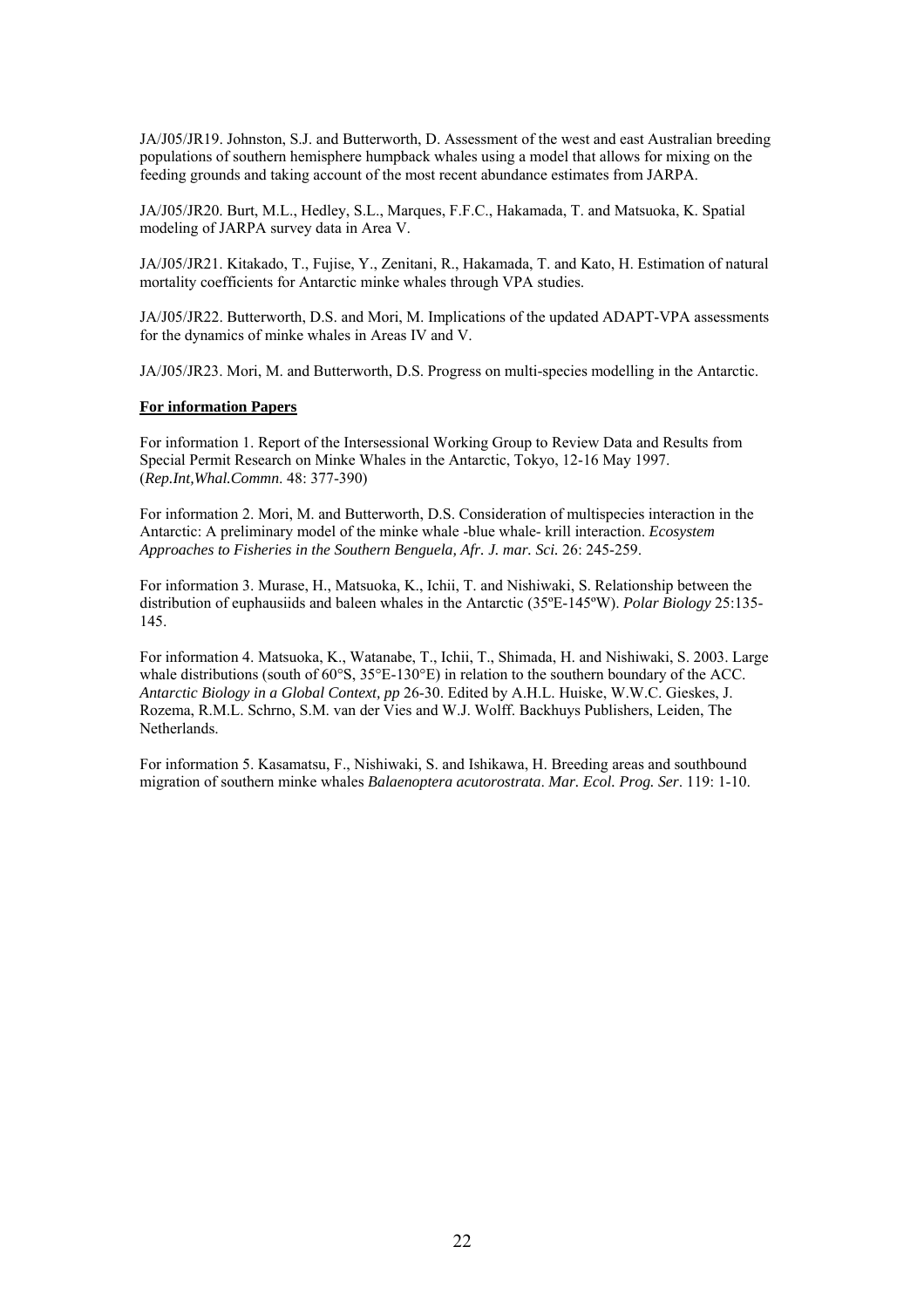JA/J05/JR19. Johnston, S.J. and Butterworth, D. Assessment of the west and east Australian breeding populations of southern hemisphere humpback whales using a model that allows for mixing on the feeding grounds and taking account of the most recent abundance estimates from JARPA.

JA/J05/JR20. Burt, M.L., Hedley, S.L., Marques, F.F.C., Hakamada, T. and Matsuoka, K. Spatial modeling of JARPA survey data in Area V.

JA/J05/JR21. Kitakado, T., Fujise, Y., Zenitani, R., Hakamada, T. and Kato, H. Estimation of natural mortality coefficients for Antarctic minke whales through VPA studies.

JA/J05/JR22. Butterworth, D.S. and Mori, M. Implications of the updated ADAPT-VPA assessments for the dynamics of minke whales in Areas IV and V.

JA/J05/JR23. Mori, M. and Butterworth, D.S. Progress on multi-species modelling in the Antarctic.

**For information Papers**

For information 1. Report of the Intersessional Working Group to Review Data and Results from Special Permit Research on Minke Whales in the Antarctic, Tokyo, 12-16 May 1997. (*Rep.Int,Whal.Commn*. 48: 377-390)

For information 2. Mori, M. and Butterworth, D.S. Consideration of multispecies interaction in the Antarctic: A preliminary model of the minke whale -blue whale- krill interaction. *Ecosystem Approaches to Fisheries in the Southern Benguela, Afr. J. mar. Sci.* 26: 245-259.

For information 3. Murase, H., Matsuoka, K., Ichii, T. and Nishiwaki, S. Relationship between the distribution of euphausiids and baleen whales in the Antarctic (35ºE-145ºW). *Polar Biology* 25:135-145.

For information 4. Matsuoka, K., Watanabe, T., Ichii, T., Shimada, H. and Nishiwaki, S. 2003. Large whale distributions (south of 60°S, 35°E-130°E) in relation to the southern boundary of the ACC. *Antarctic Biology in a Global Context, pp* 26-30. Edited by A.H.L. Huiske, W.W.C. Gieskes, J. Rozema, R.M.L. Schrno, S.M. van der Vies and W.J. Wolff. Backhuys Publishers, Leiden, The Netherlands.

For information 5. Kasamatsu, F., Nishiwaki, S. and Ishikawa, H. Breeding areas and southbound migration of southern minke whales *Balaenoptera acutorostrata*. *Mar. Ecol. Prog. Ser*. 119: 1-10.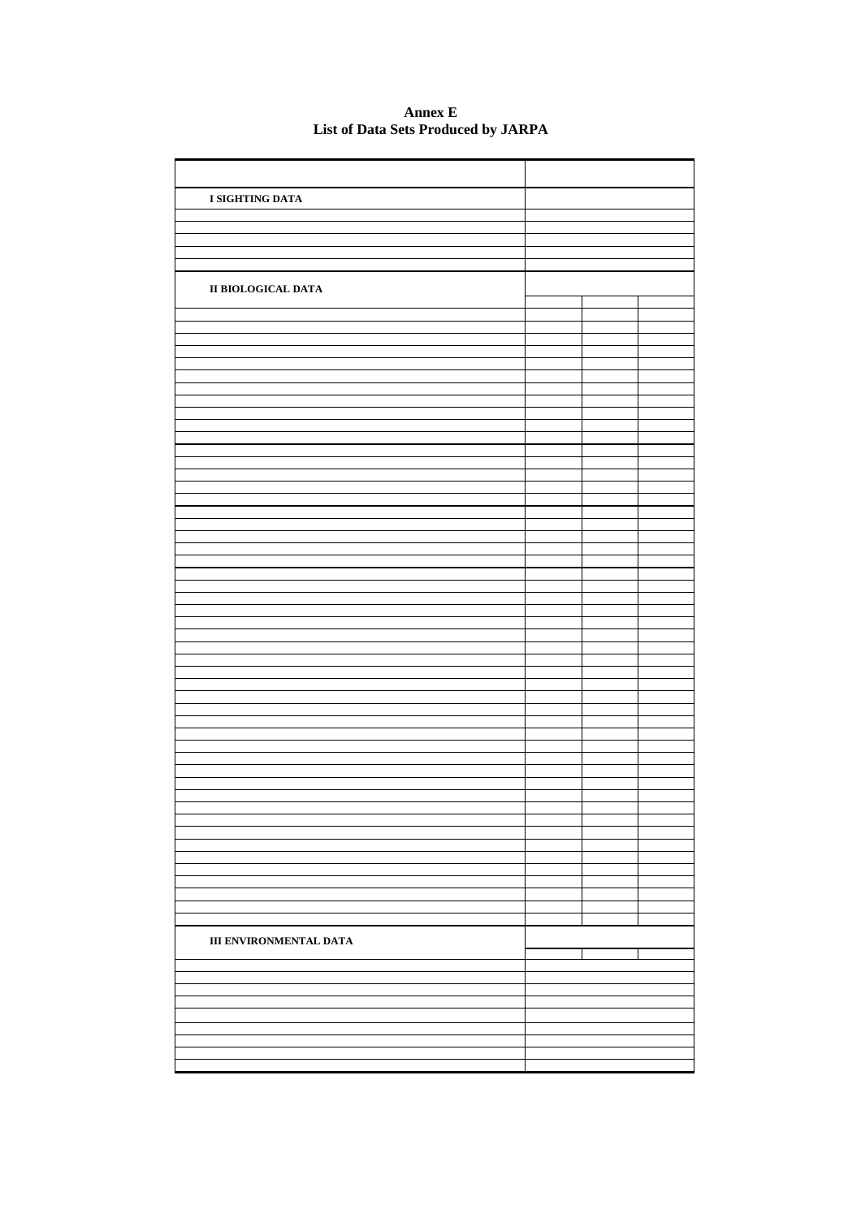**Annex E**
**List of Data Sets Produced by JARPA**

| | |
|---|---|
| I SIGHTING DATA | |
| II BIOLOGICAL DATA | |
| III ENVIRONMENTAL DATA | |